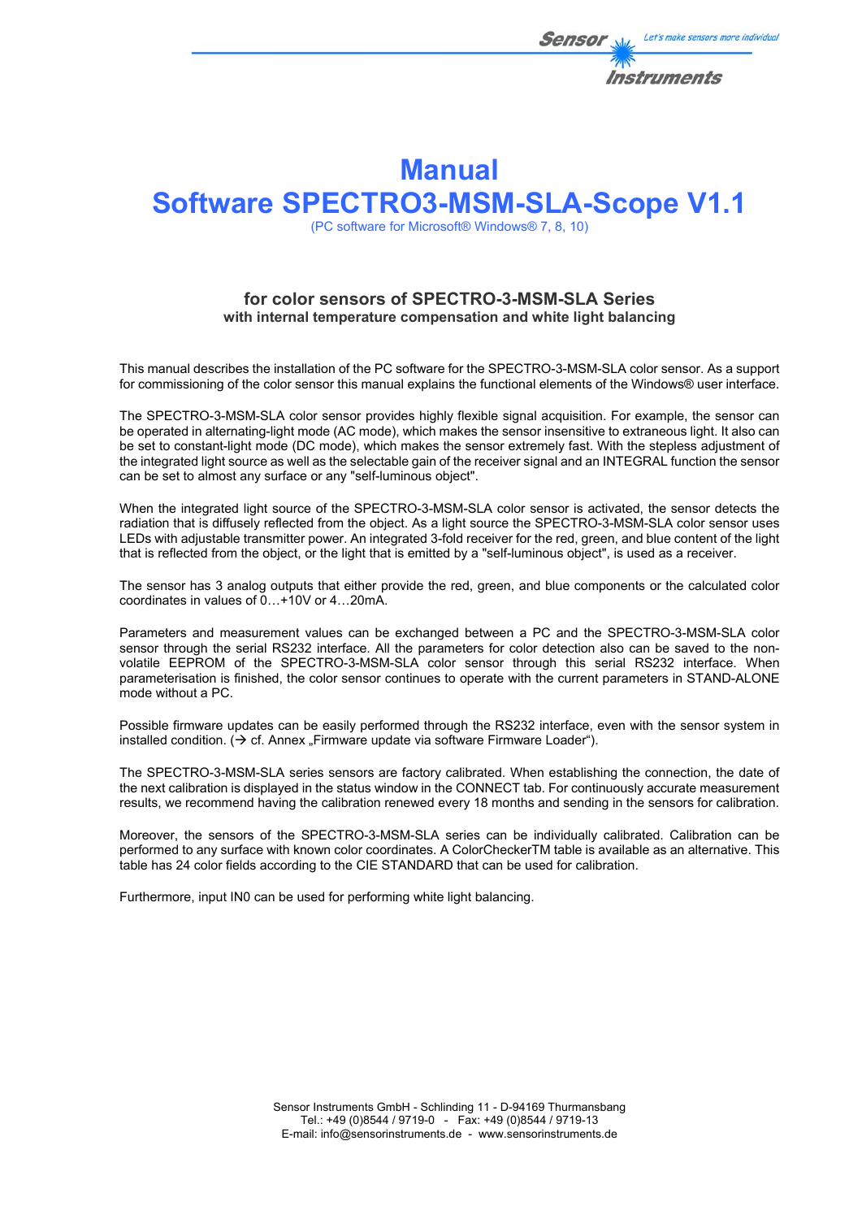# Manual

# Software SPECTRO3-MSM-SLA-Scope V1.1

(PC software for Microsoft® Windows® 7, 8, 10)

### for color sensors of SPECTRO-3-MSM-SLA Series

**with internal temperature compensation and white light balancing**

This manual describes the installation of the PC software for the SPECTRO-3-MSM-SLA color sensor. As a support for commissioning of the color sensor this manual explains the functional elements of the Windows® user interface.

The SPECTRO-3-MSM-SLA color sensor provides highly flexible signal acquisition. For example, the sensor can be operated in alternating-light mode (AC mode), which makes the sensor insensitive to extraneous light. It also can be set to constant-light mode (DC mode), which makes the sensor extremely fast. With the stepless adjustment of the integrated light source as well as the selectable gain of the receiver signal and an INTEGRAL function the sensor can be set to almost any surface or any "self-luminous object".

When the integrated light source of the SPECTRO-3-MSM-SLA color sensor is activated, the sensor detects the radiation that is diffusely reflected from the object. As a light source the SPECTRO-3-MSM-SLA color sensor uses LEDs with adjustable transmitter power. An integrated 3-fold receiver for the red, green, and blue content of the light that is reflected from the object, or the light that is emitted by a "self-luminous object", is used as a receiver.

The sensor has 3 analog outputs that either provide the red, green, and blue components or the calculated color coordinates in values of 0…+10V or 4…20mA.

Parameters and measurement values can be exchanged between a PC and the SPECTRO-3-MSM-SLA color sensor through the serial RS232 interface. All the parameters for color detection also can be saved to the non-volatile EEPROM of the SPECTRO-3-MSM-SLA color sensor through this serial RS232 interface. When parameterisation is finished, the color sensor continues to operate with the current parameters in STAND-ALONE mode without a PC.

Possible firmware updates can be easily performed through the RS232 interface, even with the sensor system in installed condition. (→ cf. Annex „Firmware update via software Firmware Loader").

The SPECTRO-3-MSM-SLA series sensors are factory calibrated. When establishing the connection, the date of the next calibration is displayed in the status window in the CONNECT tab. For continuously accurate measurement results, we recommend having the calibration renewed every 18 months and sending in the sensors for calibration.

Moreover, the sensors of the SPECTRO-3-MSM-SLA series can be individually calibrated. Calibration can be performed to any surface with known color coordinates. A ColorCheckerTM table is available as an alternative. This table has 24 color fields according to the CIE STANDARD that can be used for calibration.

Furthermore, input IN0 can be used for performing white light balancing.

Sensor Instruments GmbH - Schlinding 11 - D-94169 Thurmansbang
Tel.: +49 (0)8544 / 9719-0 - Fax: +49 (0)8544 / 9719-13
E-mail: info@sensorinstruments.de - www.sensorinstruments.de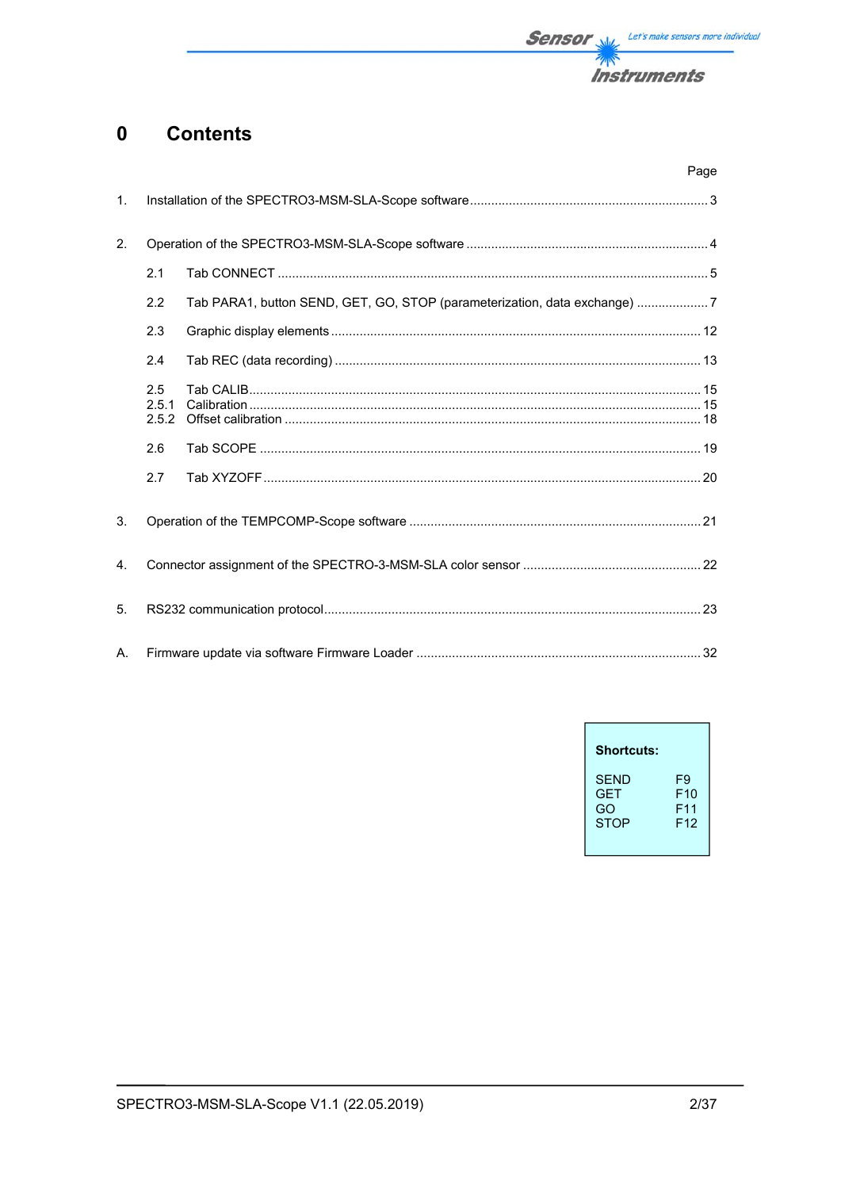# 0 Contents

| | | Page |
|---|---|---|
| 1. | Installation of the SPECTRO3-MSM-SLA-Scope software | 3 |
| 2. | Operation of the SPECTRO3-MSM-SLA-Scope software | 4 |
| 2.1 | Tab CONNECT | 5 |
| 2.2 | Tab PARA1, button SEND, GET, GO, STOP (parameterization, data exchange) | 7 |
| 2.3 | Graphic display elements | 12 |
| 2.4 | Tab REC (data recording) | 13 |
| 2.5 | Tab CALIB | 15 |
| 2.5.1 | Calibration | 15 |
| 2.5.2 | Offset calibration | 18 |
| 2.6 | Tab SCOPE | 19 |
| 2.7 | Tab XYZOFF | 20 |
| 3. | Operation of the TEMPCOMP-Scope software | 21 |
| 4. | Connector assignment of the SPECTRO-3-MSM-SLA color sensor | 22 |
| 5. | RS232 communication protocol | 23 |
| A. | Firmware update via software Firmware Loader | 32 |

**Shortcuts:**

| | |
|---|---|
| SEND | F9 |
| GET | F10 |
| GO | F11 |
| STOP | F12 |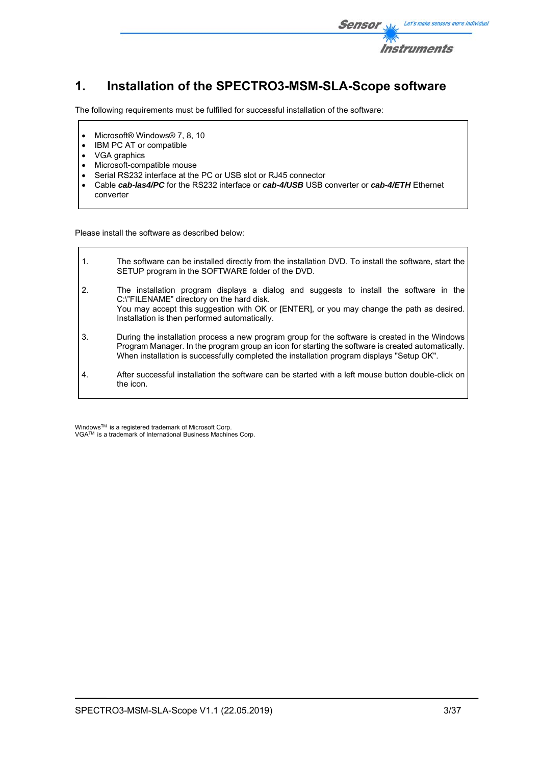# 1. Installation of the SPECTRO3-MSM-SLA-Scope software

The following requirements must be fulfilled for successful installation of the software:

- Microsoft® Windows® 7, 8, 10
- IBM PC AT or compatible
- VGA graphics
- Microsoft-compatible mouse
- Serial RS232 interface at the PC or USB slot or RJ45 connector
- Cable ***cab-las4/PC*** for the RS232 interface or ***cab-4/USB*** USB converter or ***cab-4/ETH*** Ethernet converter

Please install the software as described below:

1. The software can be installed directly from the installation DVD. To install the software, start the SETUP program in the SOFTWARE folder of the DVD.
2. The installation program displays a dialog and suggests to install the software in the C:\"FILENAME" directory on the hard disk.
   You may accept this suggestion with OK or [ENTER], or you may change the path as desired. Installation is then performed automatically.
3. During the installation process a new program group for the software is created in the Windows Program Manager. In the program group an icon for starting the software is created automatically. When installation is successfully completed the installation program displays "Setup OK".
4. After successful installation the software can be started with a left mouse button double-click on the icon.

Windows™ is a registered trademark of Microsoft Corp.
VGA™ is a trademark of International Business Machines Corp.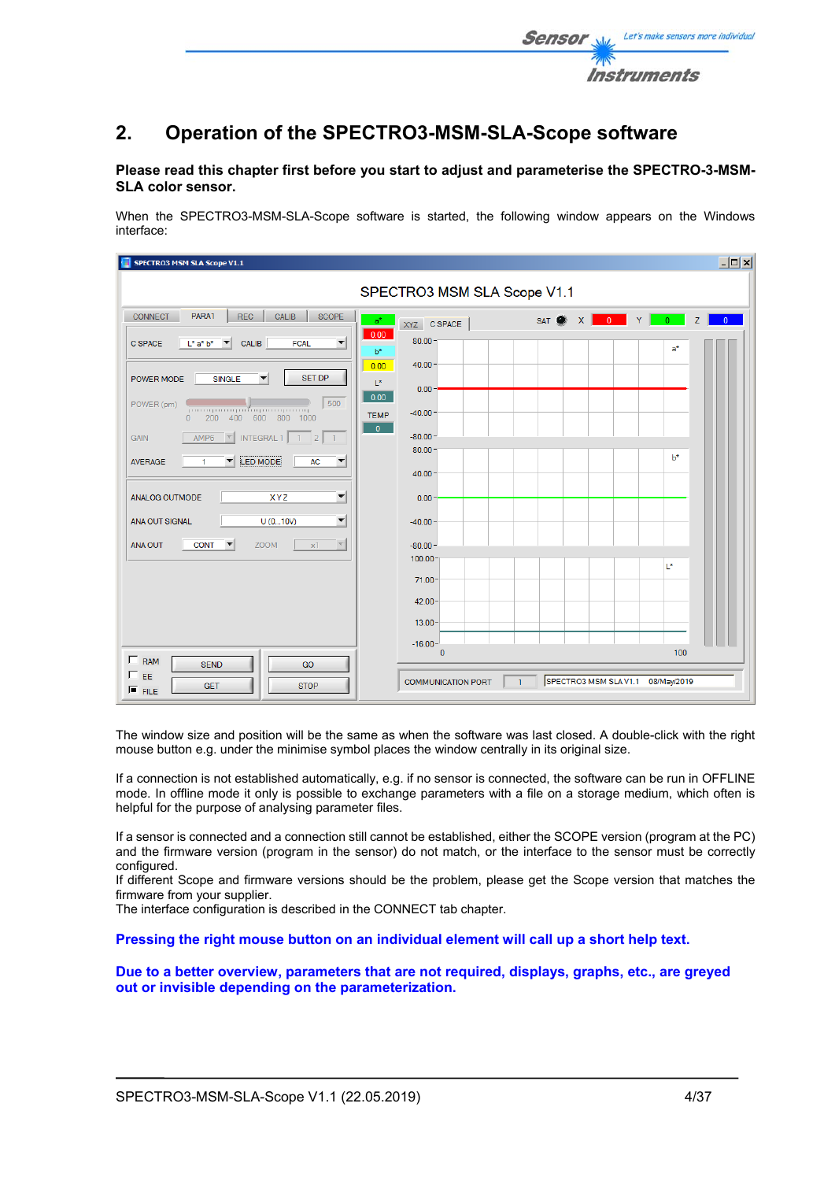## 2. Operation of the SPECTRO3-MSM-SLA-Scope software

**Please read this chapter first before you start to adjust and parameterise the SPECTRO-3-MSM-SLA color sensor.**

When the SPECTRO3-MSM-SLA-Scope software is started, the following window appears on the Windows interface:

The window size and position will be the same as when the software was last closed. A double-click with the right mouse button e.g. under the minimise symbol places the window centrally in its original size.

If a connection is not established automatically, e.g. if no sensor is connected, the software can be run in OFFLINE mode. In offline mode it only is possible to exchange parameters with a file on a storage medium, which often is helpful for the purpose of analysing parameter files.

If a sensor is connected and a connection still cannot be established, either the SCOPE version (program at the PC) and the firmware version (program in the sensor) do not match, or the interface to the sensor must be correctly configured.
If different Scope and firmware versions should be the problem, please get the Scope version that matches the firmware from your supplier.
The interface configuration is described in the CONNECT tab chapter.

**Pressing the right mouse button on an individual element will call up a short help text.**

**Due to a better overview, parameters that are not required, displays, graphs, etc., are greyed out or invisible depending on the parameterization.**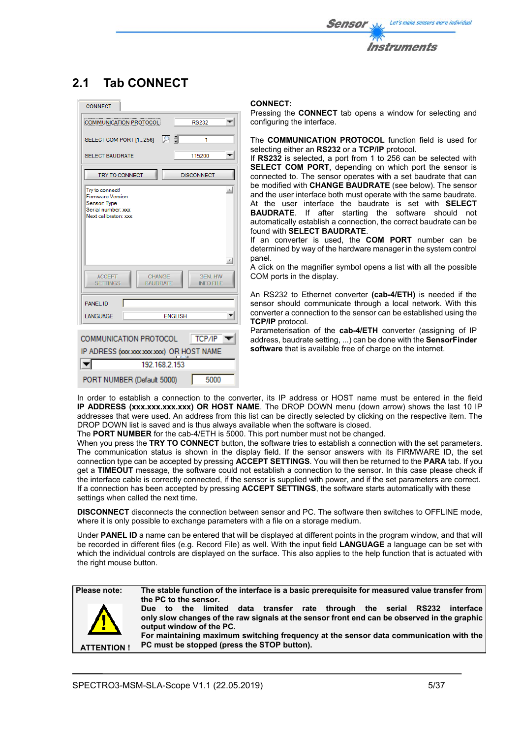## 2.1 Tab CONNECT

**CONNECT:**
Pressing the **CONNECT** tab opens a window for selecting and configuring the interface.

The **COMMUNICATION PROTOCOL** function field is used for selecting either an **RS232** or a **TCP/IP** protocol.
If **RS232** is selected, a port from 1 to 256 can be selected with **SELECT COM PORT**, depending on which port the sensor is connected to. The sensor operates with a set baudrate that can be modified with **CHANGE BAUDRATE** (see below). The sensor and the user interface both must operate with the same baudrate. At the user interface the baudrate is set with **SELECT BAUDRATE**. If after starting the software should not automatically establish a connection, the correct baudrate can be found with **SELECT BAUDRATE**.
If an converter is used, the **COM PORT** number can be determined by way of the hardware manager in the system control panel.
A click on the magnifier symbol opens a list with all the possible COM ports in the display.

An RS232 to Ethernet converter **(cab-4/ETH)** is needed if the sensor should communicate through a local network. With this converter a connection to the sensor can be established using the **TCP/IP** protocol.
Parameterisation of the **cab-4/ETH** converter (assigning of IP address, baudrate setting, ...) can be done with the **SensorFinder software** that is available free of charge on the internet.

In order to establish a connection to the converter, its IP address or HOST name must be entered in the field **IP ADDRESS (xxx.xxx.xxx.xxx) OR HOST NAME**. The DROP DOWN menu (down arrow) shows the last 10 IP addresses that were used. An address from this list can be directly selected by clicking on the respective item. The DROP DOWN list is saved and is thus always available when the software is closed.
The **PORT NUMBER** for the cab-4/ETH is 5000. This port number must not be changed.
When you press the **TRY TO CONNECT** button, the software tries to establish a connection with the set parameters. The communication status is shown in the display field. If the sensor answers with its FIRMWARE ID, the set connection type can be accepted by pressing **ACCEPT SETTINGS**. You will then be returned to the **PARA** tab. If you get a **TIMEOUT** message, the software could not establish a connection to the sensor. In this case please check if the interface cable is correctly connected, if the sensor is supplied with power, and if the set parameters are correct.
If a connection has been accepted by pressing **ACCEPT SETTINGS**, the software starts automatically with these settings when called the next time.

**DISCONNECT** disconnects the connection between sensor and PC. The software then switches to OFFLINE mode, where it is only possible to exchange parameters with a file on a storage medium.

Under **PANEL ID** a name can be entered that will be displayed at different points in the program window, and that will be recorded in different files (e.g. Record File) as well. With the input field **LANGUAGE** a language can be set with which the individual controls are displayed on the surface. This also applies to the help function that is actuated with the right mouse button.

| Please note: ATTENTION ! | **The stable function of the interface is a basic prerequisite for measured value transfer from the PC to the sensor. Due to the limited data transfer rate through the serial RS232 interface only slow changes of the raw signals at the sensor front end can be observed in the graphic output window of the PC. For maintaining maximum switching frequency at the sensor data communication with the PC must be stopped (press the STOP button).** |
|---|---|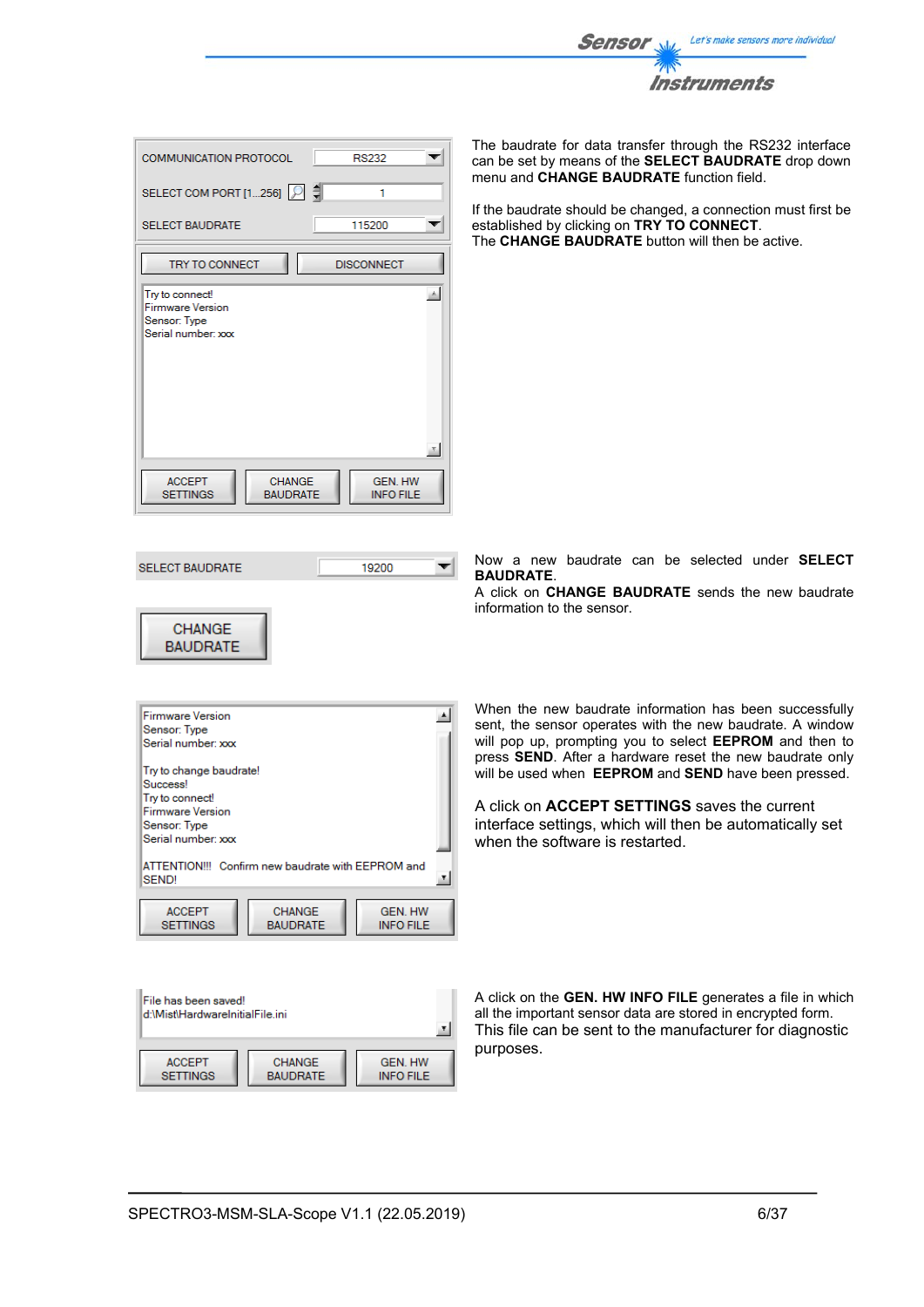The baudrate for data transfer through the RS232 interface can be set by means of the **SELECT BAUDRATE** drop down menu and **CHANGE BAUDRATE** function field.

If the baudrate should be changed, a connection must first be established by clicking on **TRY TO CONNECT**. The **CHANGE BAUDRATE** button will then be active.

Now a new baudrate can be selected under **SELECT BAUDRATE**.
A click on **CHANGE BAUDRATE** sends the new baudrate information to the sensor.

When the new baudrate information has been successfully sent, the sensor operates with the new baudrate. A window will pop up, prompting you to select **EEPROM** and then to press **SEND**. After a hardware reset the new baudrate only will be used when **EEPROM** and **SEND** have been pressed.

A click on **ACCEPT SETTINGS** saves the current interface settings, which will then be automatically set when the software is restarted.

A click on the **GEN. HW INFO FILE** generates a file in which all the important sensor data are stored in encrypted form. This file can be sent to the manufacturer for diagnostic purposes.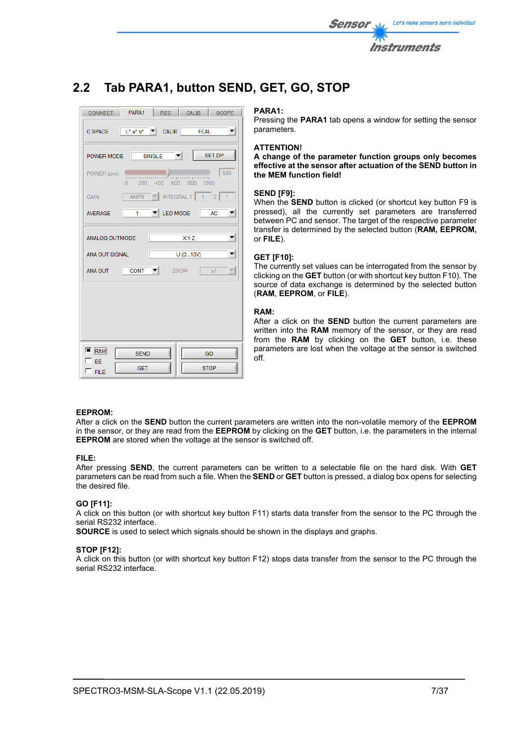## 2.2 Tab PARA1, button SEND, GET, GO, STOP

**PARA1:**
Pressing the **PARA1** tab opens a window for setting the sensor parameters.

**ATTENTION!**
**A change of the parameter function groups only becomes effective at the sensor after actuation of the SEND button in the MEM function field!**

**SEND [F9]:**
When the **SEND** button is clicked (or shortcut key button F9 is pressed), all the currently set parameters are transferred between PC and sensor. The target of the respective parameter transfer is determined by the selected button (**RAM, EEPROM,** or **FILE**).

**GET [F10]:**
The currently set values can be interrogated from the sensor by clicking on the **GET** button (or with shortcut key button F10). The source of data exchange is determined by the selected button (**RAM**, **EEPROM**, or **FILE**).

**RAM:**
After a click on the **SEND** button the current parameters are written into the **RAM** memory of the sensor, or they are read from the **RAM** by clicking on the **GET** button, i.e. these parameters are lost when the voltage at the sensor is switched off.

**EEPROM:**
After a click on the **SEND** button the current parameters are written into the non-volatile memory of the **EEPROM** in the sensor, or they are read from the **EEPROM** by clicking on the **GET** button, i.e. the parameters in the internal **EEPROM** are stored when the voltage at the sensor is switched off.

**FILE:**
After pressing **SEND**, the current parameters can be written to a selectable file on the hard disk. With **GET** parameters can be read from such a file. When the **SEND** or **GET** button is pressed, a dialog box opens for selecting the desired file.

**GO [F11]:**
A click on this button (or with shortcut key button F11) starts data transfer from the sensor to the PC through the serial RS232 interface.
**SOURCE** is used to select which signals should be shown in the displays and graphs.

**STOP [F12]:**
A click on this button (or with shortcut key button F12) stops data transfer from the sensor to the PC through the serial RS232 interface.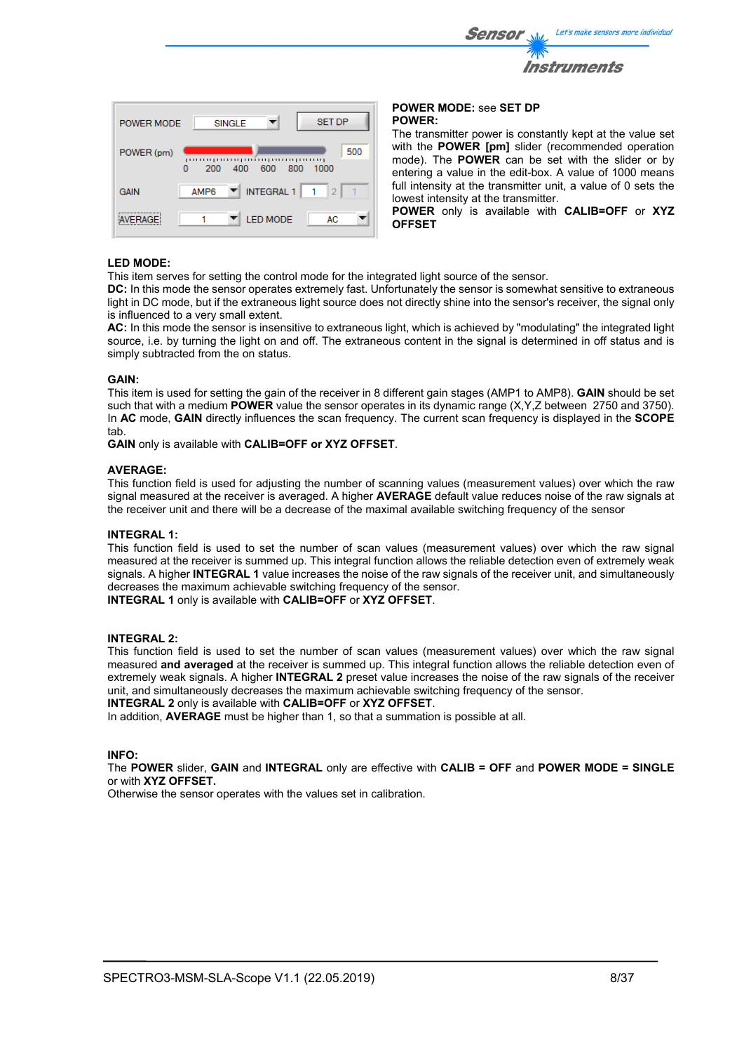**POWER MODE:** see **SET DP**

**POWER:**

The transmitter power is constantly kept at the value set with the **POWER [pm]** slider (recommended operation mode). The **POWER** can be set with the slider or by entering a value in the edit-box. A value of 1000 means full intensity at the transmitter unit, a value of 0 sets the lowest intensity at the transmitter.

**POWER** only is available with **CALIB=OFF** or **XYZ OFFSET**

**LED MODE:**

This item serves for setting the control mode for the integrated light source of the sensor.

**DC:** In this mode the sensor operates extremely fast. Unfortunately the sensor is somewhat sensitive to extraneous light in DC mode, but if the extraneous light source does not directly shine into the sensor's receiver, the signal only is influenced to a very small extent.

**AC:** In this mode the sensor is insensitive to extraneous light, which is achieved by "modulating" the integrated light source, i.e. by turning the light on and off. The extraneous content in the signal is determined in off status and is simply subtracted from the on status.

**GAIN:**

This item is used for setting the gain of the receiver in 8 different gain stages (AMP1 to AMP8). **GAIN** should be set such that with a medium **POWER** value the sensor operates in its dynamic range (X,Y,Z between 2750 and 3750). In **AC** mode, **GAIN** directly influences the scan frequency. The current scan frequency is displayed in the **SCOPE** tab.

**GAIN** only is available with **CALIB=OFF or XYZ OFFSET**.

**AVERAGE:**

This function field is used for adjusting the number of scanning values (measurement values) over which the raw signal measured at the receiver is averaged. A higher **AVERAGE** default value reduces noise of the raw signals at the receiver unit and there will be a decrease of the maximal available switching frequency of the sensor

**INTEGRAL 1:**

This function field is used to set the number of scan values (measurement values) over which the raw signal measured at the receiver is summed up. This integral function allows the reliable detection even of extremely weak signals. A higher **INTEGRAL 1** value increases the noise of the raw signals of the receiver unit, and simultaneously decreases the maximum achievable switching frequency of the sensor.

**INTEGRAL 1** only is available with **CALIB=OFF** or **XYZ OFFSET**.

**INTEGRAL 2:**

This function field is used to set the number of scan values (measurement values) over which the raw signal measured **and averaged** at the receiver is summed up. This integral function allows the reliable detection even of extremely weak signals. A higher **INTEGRAL 2** preset value increases the noise of the raw signals of the receiver unit, and simultaneously decreases the maximum achievable switching frequency of the sensor.

**INTEGRAL 2** only is available with **CALIB=OFF** or **XYZ OFFSET**.

In addition, **AVERAGE** must be higher than 1, so that a summation is possible at all.

**INFO:**

The **POWER** slider, **GAIN** and **INTEGRAL** only are effective with **CALIB = OFF** and **POWER MODE = SINGLE** or with **XYZ OFFSET.**

Otherwise the sensor operates with the values set in calibration.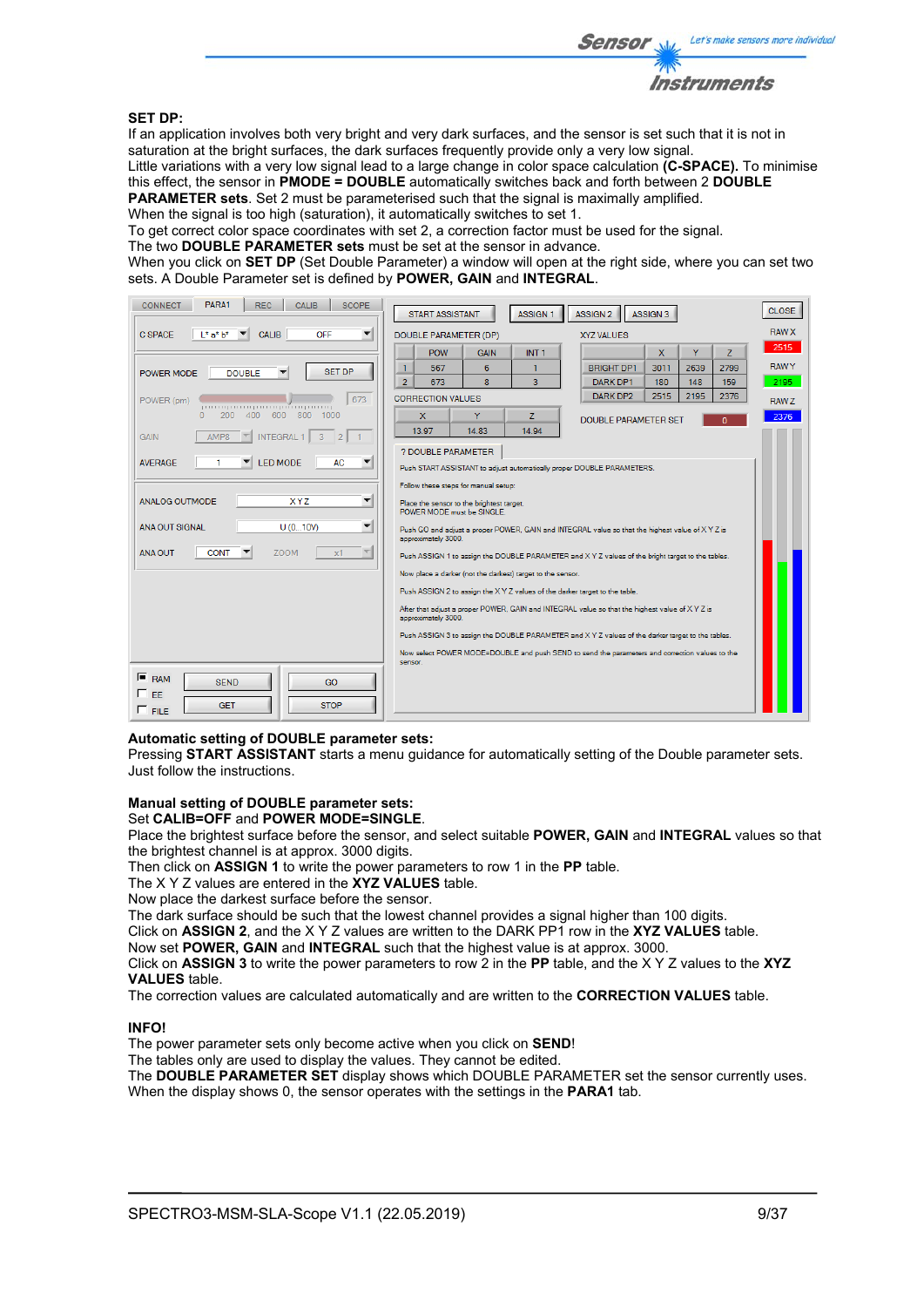**SET DP:**
If an application involves both very bright and very dark surfaces, and the sensor is set such that it is not in saturation at the bright surfaces, the dark surfaces frequently provide only a very low signal.
Little variations with a very low signal lead to a large change in color space calculation **(C-SPACE).** To minimise this effect, the sensor in **PMODE = DOUBLE** automatically switches back and forth between 2 **DOUBLE PARAMETER sets**. Set 2 must be parameterised such that the signal is maximally amplified.
When the signal is too high (saturation), it automatically switches to set 1.
To get correct color space coordinates with set 2, a correction factor must be used for the signal.
The two **DOUBLE PARAMETER sets** must be set at the sensor in advance.
When you click on **SET DP** (Set Double Parameter) a window will open at the right side, where you can set two sets. A Double Parameter set is defined by **POWER, GAIN** and **INTEGRAL**.

**Automatic setting of DOUBLE parameter sets:**
Pressing **START ASSISTANT** starts a menu guidance for automatically setting of the Double parameter sets. Just follow the instructions.

**Manual setting of DOUBLE parameter sets:**
Set **CALIB=OFF** and **POWER MODE=SINGLE**.
Place the brightest surface before the sensor, and select suitable **POWER, GAIN** and **INTEGRAL** values so that the brightest channel is at approx. 3000 digits.
Then click on **ASSIGN 1** to write the power parameters to row 1 in the **PP** table.
The X Y Z values are entered in the **XYZ VALUES** table.
Now place the darkest surface before the sensor.
The dark surface should be such that the lowest channel provides a signal higher than 100 digits.
Click on **ASSIGN 2**, and the X Y Z values are written to the DARK PP1 row in the **XYZ VALUES** table.
Now set **POWER, GAIN** and **INTEGRAL** such that the highest value is at approx. 3000.
Click on **ASSIGN 3** to write the power parameters to row 2 in the **PP** table, and the X Y Z values to the **XYZ VALUES** table.
The correction values are calculated automatically and are written to the **CORRECTION VALUES** table.

**INFO!**
The power parameter sets only become active when you click on **SEND**!
The tables only are used to display the values. They cannot be edited.
The **DOUBLE PARAMETER SET** display shows which DOUBLE PARAMETER set the sensor currently uses.
When the display shows 0, the sensor operates with the settings in the **PARA1** tab.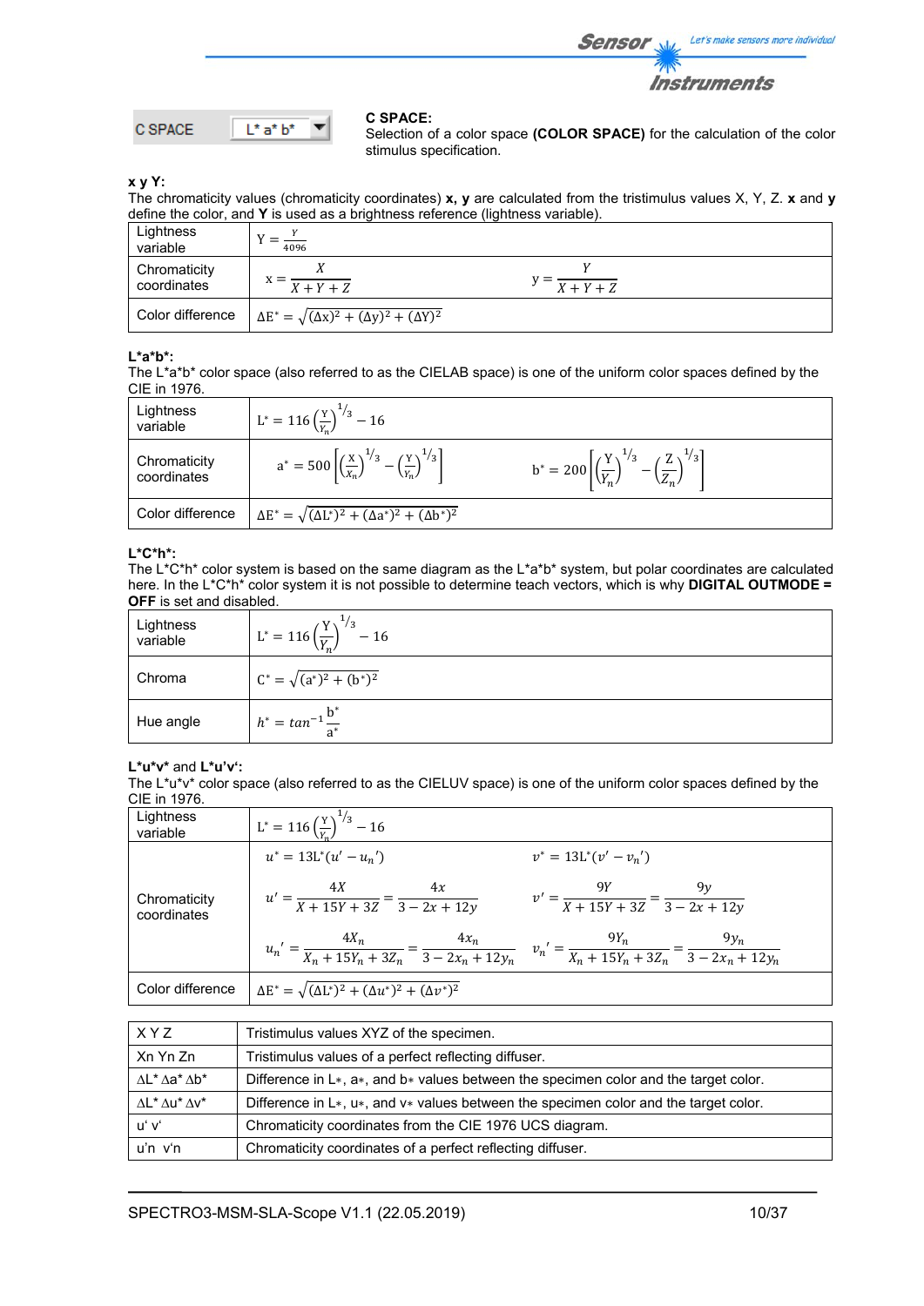C SPACE | L* a* b*

**C SPACE:**
Selection of a color space **(COLOR SPACE)** for the calculation of the color stimulus specification.

**x y Y:**
The chromaticity values (chromaticity coordinates) **x, y** are calculated from the tristimulus values X, Y, Z. **x** and **y** define the color, and **Y** is used as a brightness reference (lightness variable).

| | | |
|---|---|---|
| Lightness variable | $Y = \frac{Y}{4096}$ | |
| Chromaticity coordinates | $x = \frac{X}{X+Y+Z}$ | $y = \frac{Y}{X+Y+Z}$ |
| Color difference | $\Delta E^* = \sqrt{(\Delta x)^2 + (\Delta y)^2 + (\Delta Y)^2}$ | |

**L*a*b*:**
The L*a*b* color space (also referred to as the CIELAB space) is one of the uniform color spaces defined by the CIE in 1976.

| | | |
|---|---|---|
| Lightness variable | $L^* = 116\left(\frac{Y}{Y_n}\right)^{1/3} - 16$ | |
| Chromaticity coordinates | $a^* = 500\left[\left(\frac{X}{X_n}\right)^{1/3} - \left(\frac{Y}{Y_n}\right)^{1/3}\right]$ | $b^* = 200\left[\left(\frac{Y}{Y_n}\right)^{1/3} - \left(\frac{Z}{Z_n}\right)^{1/3}\right]$ |
| Color difference | $\Delta E^* = \sqrt{(\Delta L^*)^2 + (\Delta a^*)^2 + (\Delta b^*)^2}$ | |

**L*C*h*:**
The L*C*h* color system is based on the same diagram as the L*a*b* system, but polar coordinates are calculated here. In the L*C*h* color system it is not possible to determine teach vectors, which is why **DIGITAL OUTMODE = OFF** is set and disabled.

| | |
|---|---|
| Lightness variable | $L^* = 116\left(\frac{Y}{Y_n}\right)^{1/3} - 16$ |
| Chroma | $C^* = \sqrt{(a^*)^2 + (b^*)^2}$ |
| Hue angle | $h^* = tan^{-1}\frac{b^*}{a^*}$ |

**L*u*v*** and **L*u'v':**
The L*u*v* color space (also referred to as the CIELUV space) is one of the uniform color spaces defined by the CIE in 1976.

| | | |
|---|---|---|
| Lightness variable | $L^* = 116\left(\frac{Y}{Y_n}\right)^{1/3} - 16$ | |
| Chromaticity coordinates | $u^* = 13L^*(u' - u_n')$ | $v^* = 13L^*(v' - v_n')$ |
| | $u' = \frac{4X}{X + 15Y + 3Z} = \frac{4x}{3 - 2x + 12y}$ | $v' = \frac{9Y}{X + 15Y + 3Z} = \frac{9y}{3 - 2x + 12y}$ |
| | $u_n' = \frac{4X_n}{X_n + 15Y_n + 3Z_n} = \frac{4x_n}{3 - 2x_n + 12y_n}$ | $v_n' = \frac{9Y_n}{X_n + 15Y_n + 3Z_n} = \frac{9y_n}{3 - 2x_n + 12y_n}$ |
| Color difference | $\Delta E^* = \sqrt{(\Delta L^*)^2 + (\Delta u^*)^2 + (\Delta v^*)^2}$ | |

| | |
|---|---|
| X Y Z | Tristimulus values XYZ of the specimen. |
| Xn Yn Zn | Tristimulus values of a perfect reflecting diffuser. |
| ΔL* Δa* Δb* | Difference in L*, a*, and b* values between the specimen color and the target color. |
| ΔL* Δu* Δv* | Difference in L*, u*, and v* values between the specimen color and the target color. |
| u' v' | Chromaticity coordinates from the CIE 1976 UCS diagram. |
| u'n v'n | Chromaticity coordinates of a perfect reflecting diffuser. |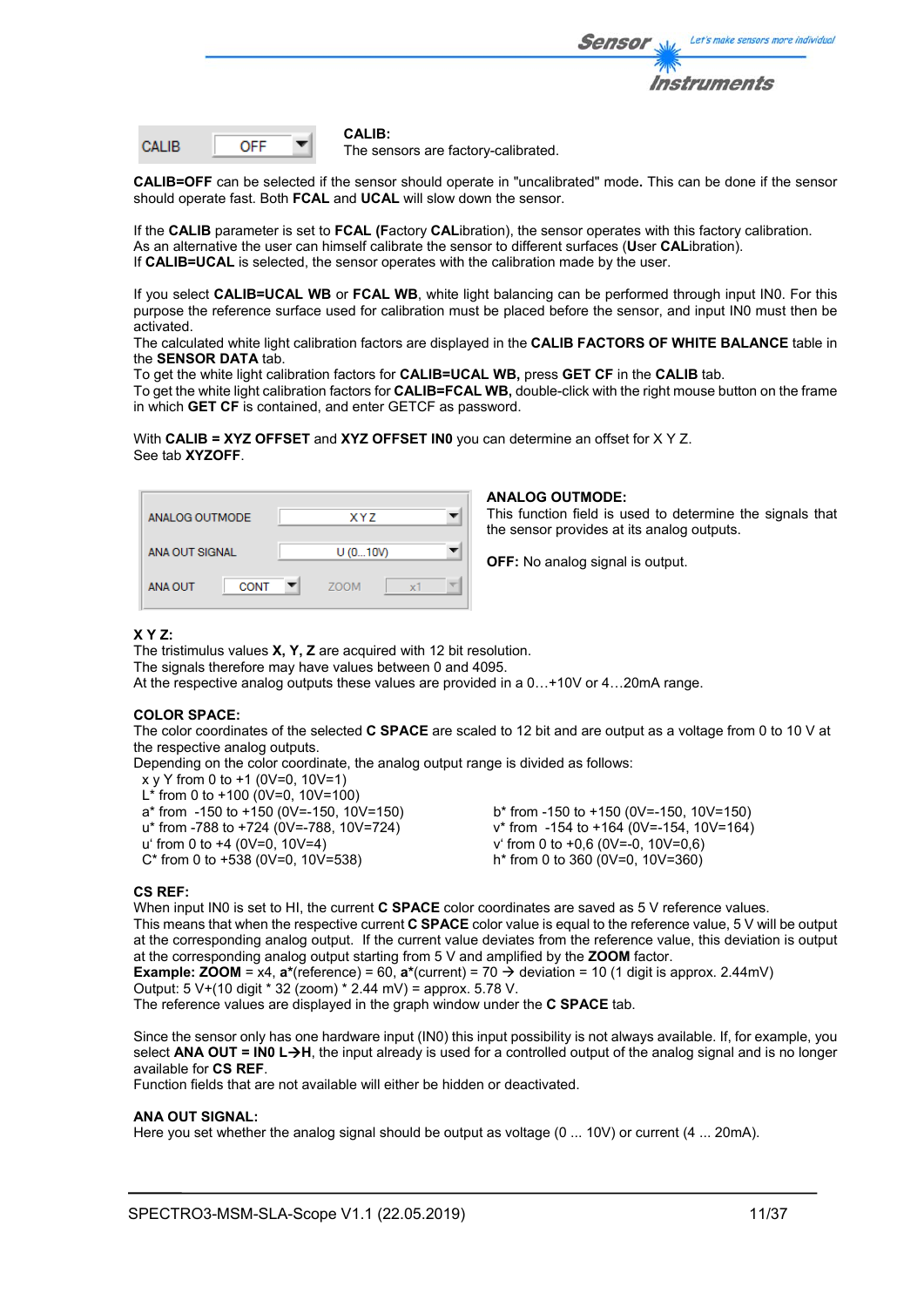CALIB OFF

**CALIB:**
The sensors are factory-calibrated.

**CALIB=OFF** can be selected if the sensor should operate in "uncalibrated" mode**.** This can be done if the sensor should operate fast. Both **FCAL** and **UCAL** will slow down the sensor.

If the **CALIB** parameter is set to **FCAL** **(F**actory **CAL**ibration), the sensor operates with this factory calibration. As an alternative the user can himself calibrate the sensor to different surfaces (**U**ser **CAL**ibration).
If **CALIB=UCAL** is selected, the sensor operates with the calibration made by the user.

If you select **CALIB=UCAL WB** or **FCAL WB**, white light balancing can be performed through input IN0. For this purpose the reference surface used for calibration must be placed before the sensor, and input IN0 must then be activated.
The calculated white light calibration factors are displayed in the **CALIB FACTORS OF WHITE BALANCE** table in the **SENSOR DATA** tab.
To get the white light calibration factors for **CALIB=UCAL WB,** press **GET CF** in the **CALIB** tab.
To get the white light calibration factors for **CALIB=FCAL WB,** double-click with the right mouse button on the frame in which **GET CF** is contained, and enter GETCF as password.

With **CALIB = XYZ OFFSET** and **XYZ OFFSET IN0** you can determine an offset for X Y Z.
See tab **XYZOFF**.

| ANALOG OUTMODE | X Y Z | | |
|---|---|---|---|
| ANA OUT SIGNAL | U (0...10V) | | |
| ANA OUT | CONT | ZOOM | x1 |

**ANALOG OUTMODE:**
This function field is used to determine the signals that the sensor provides at its analog outputs.

**OFF:** No analog signal is output.

**X Y Z:**
The tristimulus values **X, Y, Z** are acquired with 12 bit resolution.
The signals therefore may have values between 0 and 4095.
At the respective analog outputs these values are provided in a 0…+10V or 4…20mA range.

**COLOR SPACE:**
The color coordinates of the selected **C SPACE** are scaled to 12 bit and are output as a voltage from 0 to 10 V at the respective analog outputs.
Depending on the color coordinate, the analog output range is divided as follows:

x y Y from 0 to +1 (0V=0, 10V=1)
L* from 0 to +100 (0V=0, 10V=100)
a* from -150 to +150 (0V=-150, 10V=150)
b* from -150 to +150 (0V=-150, 10V=150)
u* from -788 to +724 (0V=-788, 10V=724)
v* from -154 to +164 (0V=-154, 10V=164)
u' from 0 to +4 (0V=0, 10V=4)
v' from 0 to +0,6 (0V=-0, 10V=0,6)
C* from 0 to +538 (0V=0, 10V=538)
h* from 0 to 360 (0V=0, 10V=360)

**CS REF:**
When input IN0 is set to HI, the current **C SPACE** color coordinates are saved as 5 V reference values.
This means that when the respective current **C SPACE** color value is equal to the reference value, 5 V will be output at the corresponding analog output. If the current value deviates from the reference value, this deviation is output at the corresponding analog output starting from 5 V and amplified by the **ZOOM** factor.
**Example: ZOOM** = x4, **a***(reference) = 60, **a***(current) = 70 → deviation = 10 (1 digit is approx. 2.44mV)
Output: 5 V+(10 digit * 32 (zoom) * 2.44 mV) = approx. 5.78 V.
The reference values are displayed in the graph window under the **C SPACE** tab.

Since the sensor only has one hardware input (IN0) this input possibility is not always available. If, for example, you select **ANA OUT = IN0 L→H**, the input already is used for a controlled output of the analog signal and is no longer available for **CS REF**.
Function fields that are not available will either be hidden or deactivated.

**ANA OUT SIGNAL:**
Here you set whether the analog signal should be output as voltage (0 ... 10V) or current (4 ... 20mA).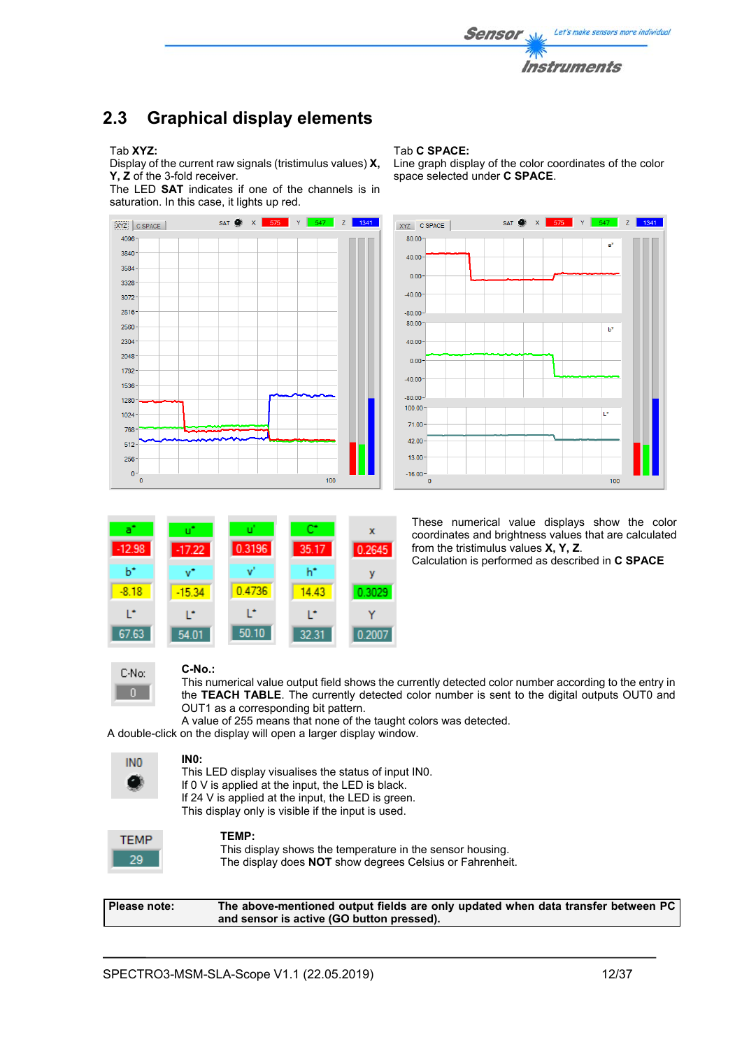## 2.3 Graphical display elements

Tab **XYZ:**
Display of the current raw signals (tristimulus values) **X, Y, Z** of the 3-fold receiver.
The LED **SAT** indicates if one of the channels is in saturation. In this case, it lights up red.

Tab **C SPACE:**
Line graph display of the color coordinates of the color space selected under **C SPACE**.

These numerical value displays show the color coordinates and brightness values that are calculated from the tristimulus values **X, Y, Z**.
Calculation is performed as described in **C SPACE**

**C-No.:**
This numerical value output field shows the currently detected color number according to the entry in the **TEACH TABLE**. The currently detected color number is sent to the digital outputs OUT0 and OUT1 as a corresponding bit pattern.
A value of 255 means that none of the taught colors was detected.
A double-click on the display will open a larger display window.

**IN0:**
This LED display visualises the status of input IN0.
If 0 V is applied at the input, the LED is black.
If 24 V is applied at the input, the LED is green.
This display only is visible if the input is used.

**TEMP:**
This display shows the temperature in the sensor housing.
The display does **NOT** show degrees Celsius or Fahrenheit.

| **Please note:** | **The above-mentioned output fields are only updated when data transfer between PC and sensor is active (GO button pressed).** |
|---|---|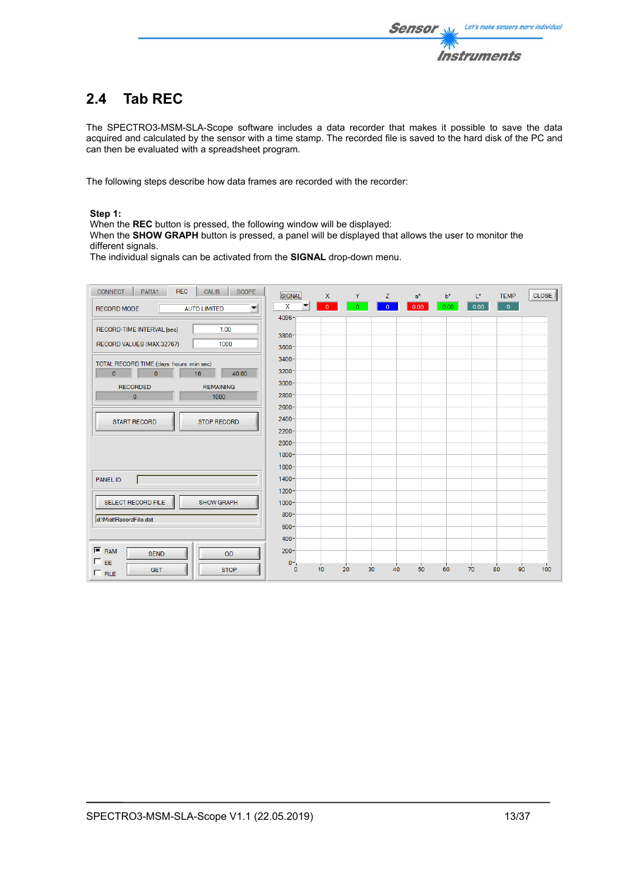## 2.4 Tab REC

The SPECTRO3-MSM-SLA-Scope software includes a data recorder that makes it possible to save the data acquired and calculated by the sensor with a time stamp. The recorded file is saved to the hard disk of the PC and can then be evaluated with a spreadsheet program.

The following steps describe how data frames are recorded with the recorder:

**Step 1:**
When the **REC** button is pressed, the following window will be displayed:
When the **SHOW GRAPH** button is pressed, a panel will be displayed that allows the user to monitor the different signals.
The individual signals can be activated from the **SIGNAL** drop-down menu.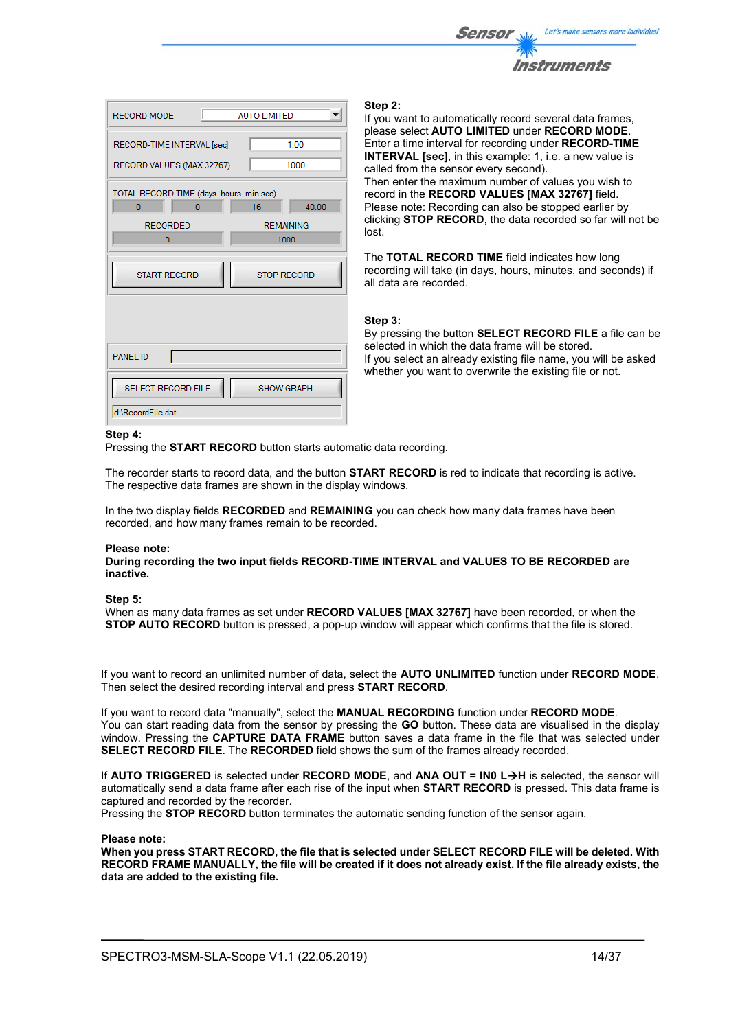**Step 2:**
If you want to automatically record several data frames, please select **AUTO LIMITED** under **RECORD MODE**. Enter a time interval for recording under **RECORD-TIME INTERVAL [sec]**, in this example: 1, i.e. a new value is called from the sensor every second).
Then enter the maximum number of values you wish to record in the **RECORD VALUES [MAX 32767]** field.
Please note: Recording can also be stopped earlier by clicking **STOP RECORD**, the data recorded so far will not be lost.

The **TOTAL RECORD TIME** field indicates how long recording will take (in days, hours, minutes, and seconds) if all data are recorded.

**Step 3:**
By pressing the button **SELECT RECORD FILE** a file can be selected in which the data frame will be stored.
If you select an already existing file name, you will be asked whether you want to overwrite the existing file or not.

**Step 4:**
Pressing the **START RECORD** button starts automatic data recording.

The recorder starts to record data, and the button **START RECORD** is red to indicate that recording is active. The respective data frames are shown in the display windows.

In the two display fields **RECORDED** and **REMAINING** you can check how many data frames have been recorded, and how many frames remain to be recorded.

**Please note:**
**During recording the two input fields RECORD-TIME INTERVAL and VALUES TO BE RECORDED are inactive.**

**Step 5:**
When as many data frames as set under **RECORD VALUES [MAX 32767]** have been recorded, or when the **STOP AUTO RECORD** button is pressed, a pop-up window will appear which confirms that the file is stored.

If you want to record an unlimited number of data, select the **AUTO UNLIMITED** function under **RECORD MODE**. Then select the desired recording interval and press **START RECORD**.

If you want to record data "manually", select the **MANUAL RECORDING** function under **RECORD MODE**. You can start reading data from the sensor by pressing the **GO** button. These data are visualised in the display window. Pressing the **CAPTURE DATA FRAME** button saves a data frame in the file that was selected under **SELECT RECORD FILE**. The **RECORDED** field shows the sum of the frames already recorded.

If **AUTO TRIGGERED** is selected under **RECORD MODE**, and **ANA OUT = IN0 L→H** is selected, the sensor will automatically send a data frame after each rise of the input when **START RECORD** is pressed. This data frame is captured and recorded by the recorder.
Pressing the **STOP RECORD** button terminates the automatic sending function of the sensor again.

**Please note:**
**When you press START RECORD, the file that is selected under SELECT RECORD FILE will be deleted. With RECORD FRAME MANUALLY, the file will be created if it does not already exist. If the file already exists, the data are added to the existing file.**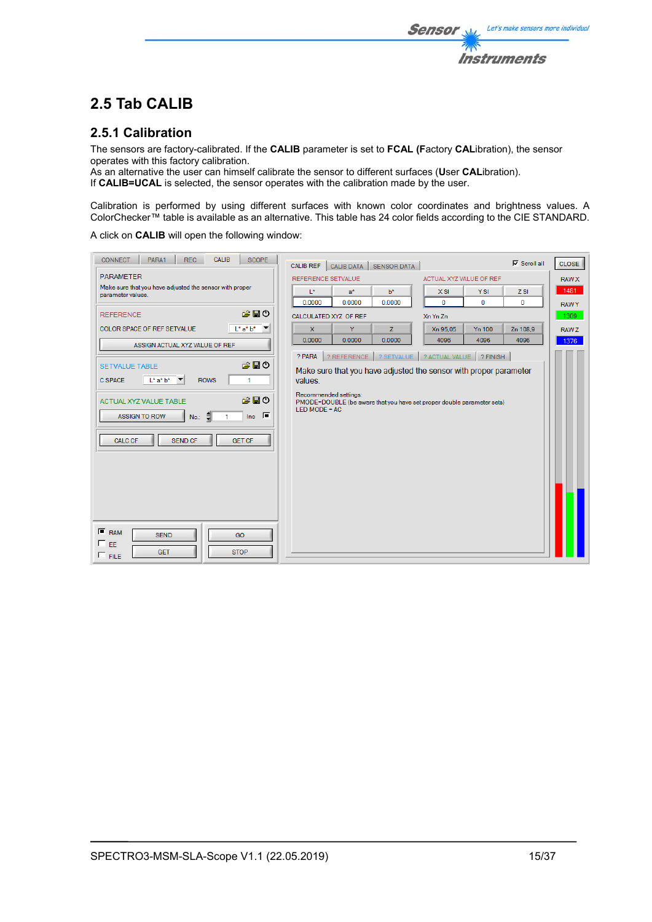## 2.5 Tab CALIB

### 2.5.1 Calibration

The sensors are factory-calibrated. If the **CALIB** parameter is set to **FCAL** (**F**actory **CAL**ibration), the sensor operates with this factory calibration.
As an alternative the user can himself calibrate the sensor to different surfaces (**U**ser **CAL**ibration).
If **CALIB=UCAL** is selected, the sensor operates with the calibration made by the user.

Calibration is performed by using different surfaces with known color coordinates and brightness values. A ColorChecker™ table is available as an alternative. This table has 24 color fields according to the CIE STANDARD.

A click on **CALIB** will open the following window: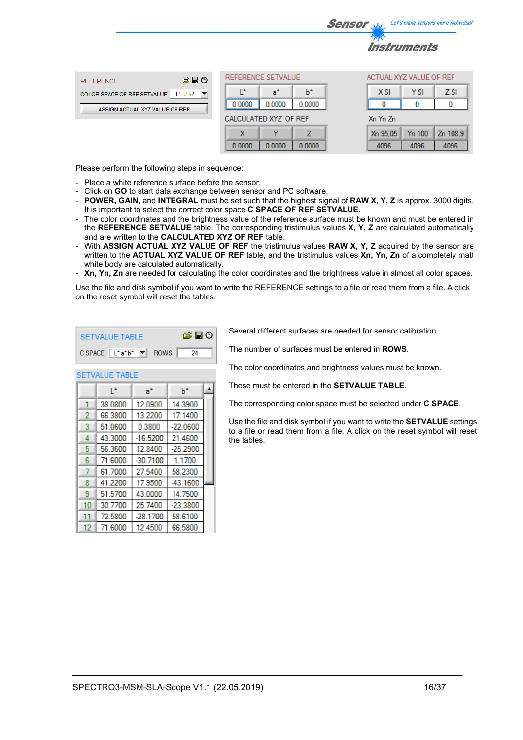REFERENCE

COLOR SPACE OF REF SETVALUE: L* a* b*

ASSIGN ACTUAL XYZ VALUE OF REF

REFERENCE SETVALUE

| L* | a* | b* |
|---|---|---|
| 0.0000 | 0.0000 | 0.0000 |

CALCULATED XYZ OF REF

| X | Y | Z |
|---|---|---|
| 0.0000 | 0.0000 | 0.0000 |

ACTUAL XYZ VALUE OF REF

| X SI | Y SI | Z SI |
|---|---|---|
| 0 | 0 | 0 |

Xn Yn Zn

| Xn 95,05 | Yn 100 | Zn 108,9 |
|---|---|---|
| 4096 | 4096 | 4096 |

Please perform the following steps in sequence:

- Place a white reference surface before the sensor.
- Click on **GO** to start data exchange between sensor and PC software.
- **POWER, GAIN,** and **INTEGRAL** must be set such that the highest signal of **RAW X, Y, Z** is approx. 3000 digits. It is important to select the correct color space **C SPACE OF REF SETVALUE**.
- The color coordinates and the brightness value of the reference surface must be known and must be entered in the **REFERENCE SETVALUE** table. The corresponding tristimulus values **X, Y, Z** are calculated automatically and are written to the **CALCULATED XYZ OF REF** table.
- With **ASSIGN ACTUAL XYZ VALUE OF REF** the tristimulus values **RAW X, Y, Z** acquired by the sensor are written to the **ACTUAL XYZ VALUE OF REF** table, and the tristimulus values **Xn, Yn, Zn** of a completely matt white body are calculated automatically.
- **Xn, Yn, Zn** are needed for calculating the color coordinates and the brightness value in almost all color spaces.

Use the file and disk symbol if you want to write the REFERENCE settings to a file or read them from a file. A click on the reset symbol will reset the tables.

SETVALUE TABLE

C SPACE: L* a* b*    ROWS: 24

SETVALUE TABLE

| | L* | a* | b* |
|---|---|---|---|
| 1 | 38.0800 | 12.0900 | 14.3900 |
| 2 | 66.3800 | 13.2200 | 17.1400 |
| 3 | 51.0600 | 0.3800 | -22.0600 |
| 4 | 43.3000 | -16.5200 | 21.4600 |
| 5 | 56.3600 | 12.8400 | -25.2900 |
| 6 | 71.6000 | -30.7100 | 1.1700 |
| 7 | 61.7000 | 27.5400 | 58.2300 |
| 8 | 41.2200 | 17.9500 | -43.1600 |
| 9 | 51.5700 | 43.0000 | 14.7500 |
| 10 | 30.7700 | 25.7400 | -23.3800 |
| 11 | 72.5800 | -28.1700 | 58.6100 |
| 12 | 71.6000 | 12.4500 | 66.5800 |

Several different surfaces are needed for sensor calibration.

The number of surfaces must be entered in **ROWS**.

The color coordinates and brightness values must be known.

These must be entered in the **SETVALUE TABLE**.

The corresponding color space must be selected under **C SPACE**.

Use the file and disk symbol if you want to write the **SETVALUE** settings to a file or read them from a file. A click on the reset symbol will reset the tables.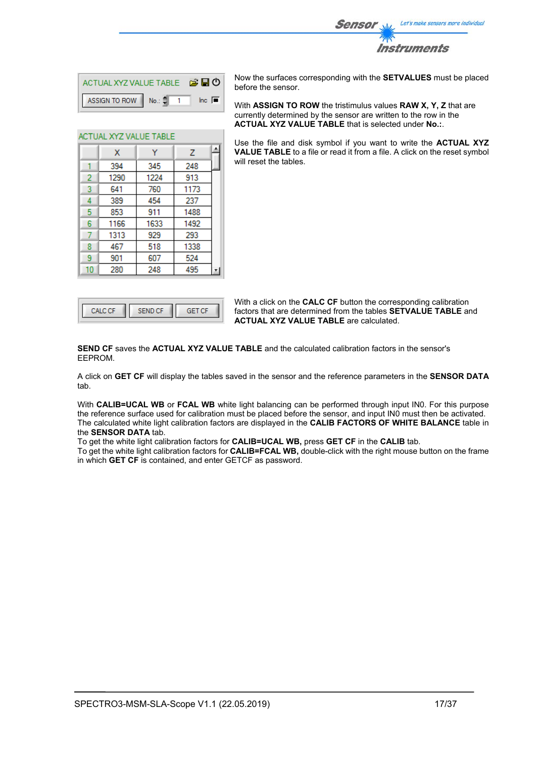ACTUAL XYZ VALUE TABLE

ASSIGN TO ROW No.: 1 Inc

Now the surfaces corresponding with the **SETVALUES** must be placed before the sensor.

With **ASSIGN TO ROW** the tristimulus values **RAW X, Y, Z** that are currently determined by the sensor are written to the row in the **ACTUAL XYZ VALUE TABLE** that is selected under **No.:**.

Use the file and disk symbol if you want to write the **ACTUAL XYZ VALUE TABLE** to a file or read it from a file. A click on the reset symbol will reset the tables.

ACTUAL XYZ VALUE TABLE

| | X | Y | Z |
|---|---|---|---|
| 1 | 394 | 345 | 248 |
| 2 | 1290 | 1224 | 913 |
| 3 | 641 | 760 | 1173 |
| 4 | 389 | 454 | 237 |
| 5 | 853 | 911 | 1488 |
| 6 | 1166 | 1633 | 1492 |
| 7 | 1313 | 929 | 293 |
| 8 | 467 | 518 | 1338 |
| 9 | 901 | 607 | 524 |
| 10 | 280 | 248 | 495 |

CALC CF SEND CF GET CF

With a click on the **CALC CF** button the corresponding calibration factors that are determined from the tables **SETVALUE TABLE** and **ACTUAL XYZ VALUE TABLE** are calculated.

**SEND CF** saves the **ACTUAL XYZ VALUE TABLE** and the calculated calibration factors in the sensor's EEPROM.

A click on **GET CF** will display the tables saved in the sensor and the reference parameters in the **SENSOR DATA** tab.

With **CALIB=UCAL WB** or **FCAL WB** white light balancing can be performed through input IN0. For this purpose the reference surface used for calibration must be placed before the sensor, and input IN0 must then be activated. The calculated white light calibration factors are displayed in the **CALIB FACTORS OF WHITE BALANCE** table in the **SENSOR DATA** tab.
To get the white light calibration factors for **CALIB=UCAL WB,** press **GET CF** in the **CALIB** tab.
To get the white light calibration factors for **CALIB=FCAL WB,** double-click with the right mouse button on the frame in which **GET CF** is contained, and enter GETCF as password.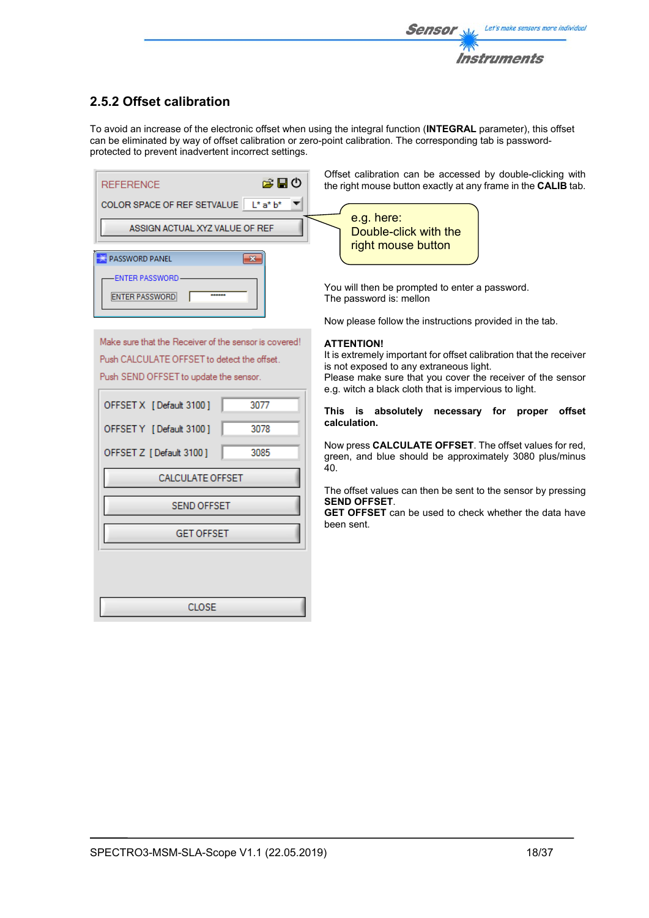## 2.5.2 Offset calibration

To avoid an increase of the electronic offset when using the integral function (**INTEGRAL** parameter), this offset can be eliminated by way of offset calibration or zero-point calibration. The corresponding tab is password-protected to prevent inadvertent incorrect settings.

Offset calibration can be accessed by double-clicking with the right mouse button exactly at any frame in the **CALIB** tab.

e.g. here:
Double-click with the right mouse button

You will then be prompted to enter a password.
The password is: mellon

Now please follow the instructions provided in the tab.

**ATTENTION!**
It is extremely important for offset calibration that the receiver is not exposed to any extraneous light.
Please make sure that you cover the receiver of the sensor e.g. witch a black cloth that is impervious to light.

**This is absolutely necessary for proper offset calibration.**

Now press **CALCULATE OFFSET**. The offset values for red, green, and blue should be approximately 3080 plus/minus 40.

The offset values can then be sent to the sensor by pressing **SEND OFFSET**.
**GET OFFSET** can be used to check whether the data have been sent.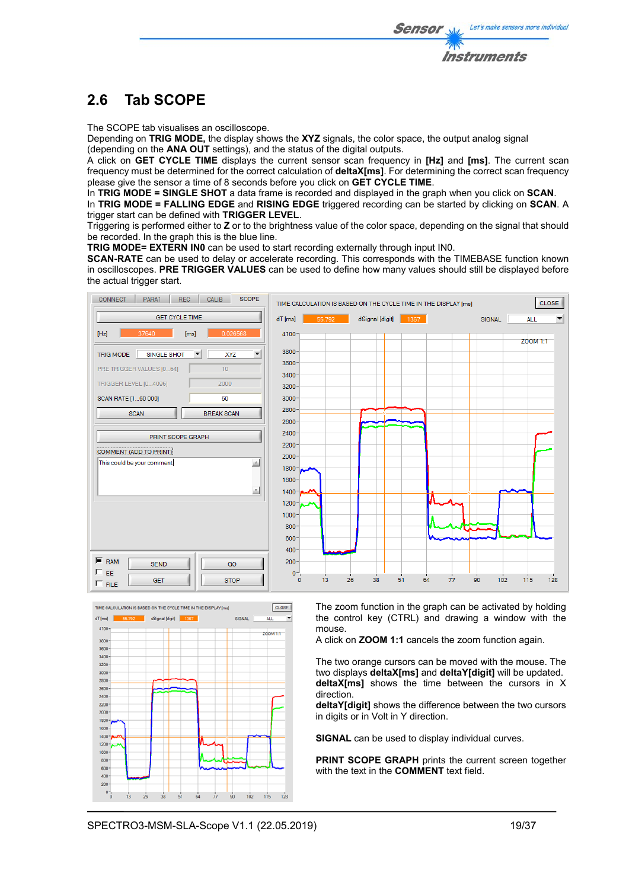## 2.6 Tab SCOPE

The SCOPE tab visualises an oscilloscope.
Depending on **TRIG MODE,** the display shows the **XYZ** signals, the color space, the output analog signal (depending on the **ANA OUT** settings), and the status of the digital outputs.
A click on **GET CYCLE TIME** displays the current sensor scan frequency in **[Hz]** and **[ms]**. The current scan frequency must be determined for the correct calculation of **deltaX[ms]**. For determining the correct scan frequency please give the sensor a time of 8 seconds before you click on **GET CYCLE TIME**.
In **TRIG MODE = SINGLE SHOT** a data frame is recorded and displayed in the graph when you click on **SCAN**.
In **TRIG MODE = FALLING EDGE** and **RISING EDGE** triggered recording can be started by clicking on **SCAN**. A trigger start can be defined with **TRIGGER LEVEL**.
Triggering is performed either to **Z** or to the brightness value of the color space, depending on the signal that should be recorded. In the graph this is the blue line.
**TRIG MODE= EXTERN IN0** can be used to start recording externally through input IN0.
**SCAN-RATE** can be used to delay or accelerate recording. This corresponds with the TIMEBASE function known in oscilloscopes. **PRE TRIGGER VALUES** can be used to define how many values should still be displayed before the actual trigger start.

The zoom function in the graph can be activated by holding the control key (CTRL) and drawing a window with the mouse.
A click on **ZOOM 1:1** cancels the zoom function again.

The two orange cursors can be moved with the mouse. The two displays **deltaX[ms]** and **deltaY[digit]** will be updated.
**deltaX[ms]** shows the time between the cursors in X direction.
**deltaY[digit]** shows the difference between the two cursors in digits or in Volt in Y direction.

**SIGNAL** can be used to display individual curves.

**PRINT SCOPE GRAPH** prints the current screen together with the text in the **COMMENT** text field.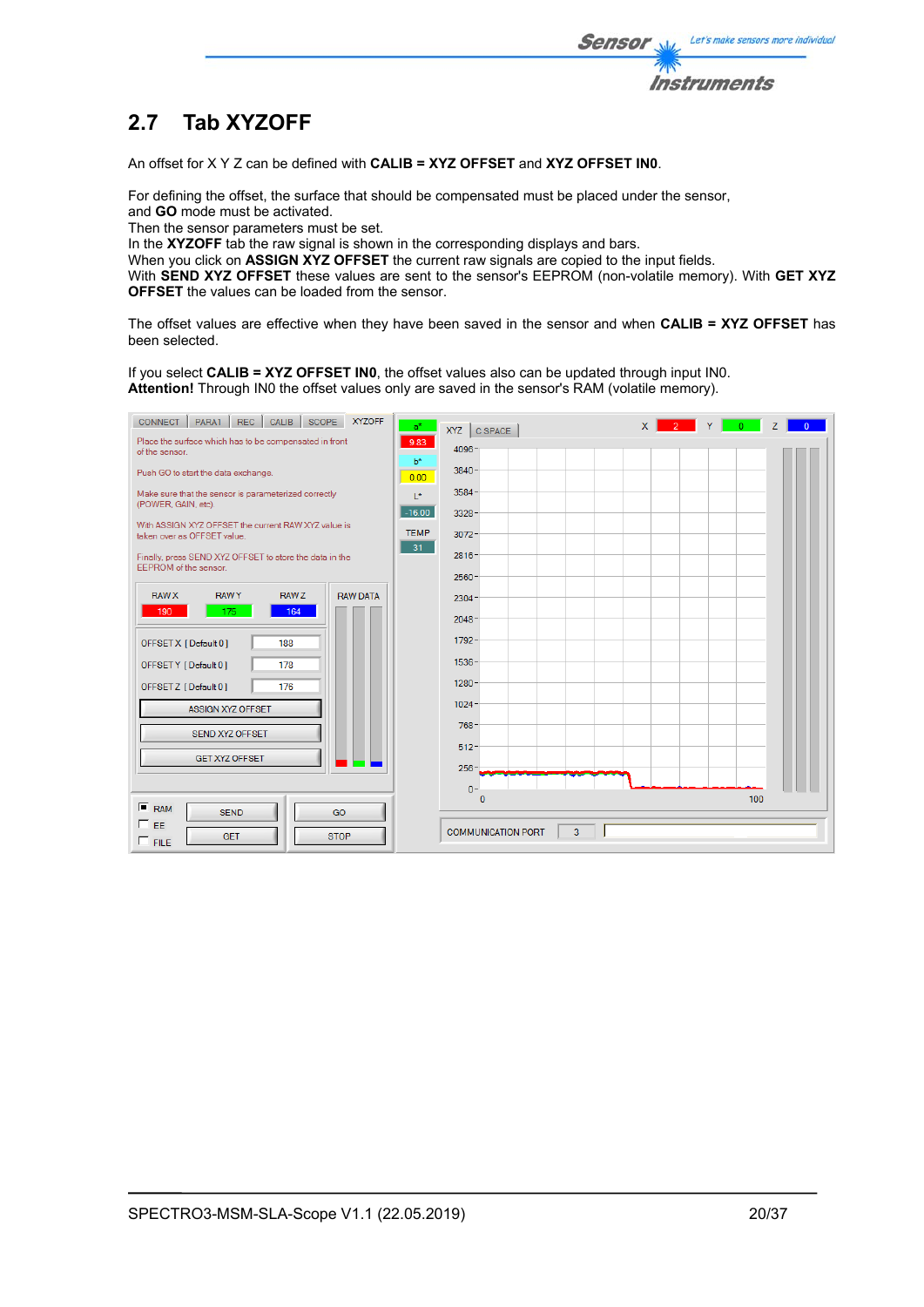## 2.7 Tab XYZOFF

An offset for X Y Z can be defined with **CALIB = XYZ OFFSET** and **XYZ OFFSET IN0**.

For defining the offset, the surface that should be compensated must be placed under the sensor, and **GO** mode must be activated.
Then the sensor parameters must be set.
In the **XYZOFF** tab the raw signal is shown in the corresponding displays and bars.
When you click on **ASSIGN XYZ OFFSET** the current raw signals are copied to the input fields.
With **SEND XYZ OFFSET** these values are sent to the sensor's EEPROM (non-volatile memory). With **GET XYZ OFFSET** the values can be loaded from the sensor.

The offset values are effective when they have been saved in the sensor and when **CALIB = XYZ OFFSET** has been selected.

If you select **CALIB = XYZ OFFSET IN0**, the offset values also can be updated through input IN0.
**Attention!** Through IN0 the offset values only are saved in the sensor's RAM (volatile memory).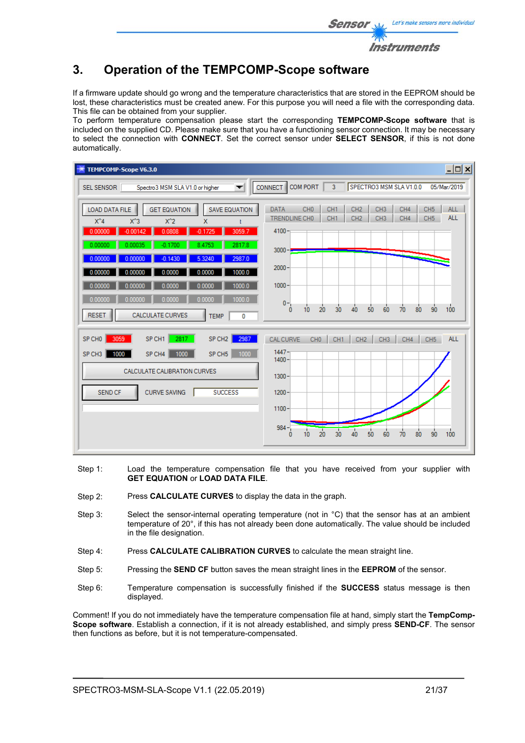# 3. Operation of the TEMPCOMP-Scope software

If a firmware update should go wrong and the temperature characteristics that are stored in the EEPROM should be lost, these characteristics must be created anew. For this purpose you will need a file with the corresponding data. This file can be obtained from your supplier.
To perform temperature compensation please start the corresponding **TEMPCOMP-Scope software** that is included on the supplied CD. Please make sure that you have a functioning sensor connection. It may be necessary to select the connection with **CONNECT**. Set the correct sensor under **SELECT SENSOR**, if this is not done automatically.

Step 1: Load the temperature compensation file that you have received from your supplier with **GET EQUATION** or **LOAD DATA FILE**.

Step 2: Press **CALCULATE CURVES** to display the data in the graph.

Step 3: Select the sensor-internal operating temperature (not in °C) that the sensor has at an ambient temperature of 20°, if this has not already been done automatically. The value should be included in the file designation.

Step 4: Press **CALCULATE CALIBRATION CURVES** to calculate the mean straight line.

Step 5: Pressing the **SEND CF** button saves the mean straight lines in the **EEPROM** of the sensor.

Step 6: Temperature compensation is successfully finished if the **SUCCESS** status message is then displayed.

Comment! If you do not immediately have the temperature compensation file at hand, simply start the **TempComp-Scope software**. Establish a connection, if it is not already established, and simply press **SEND-CF**. The sensor then functions as before, but it is not temperature-compensated.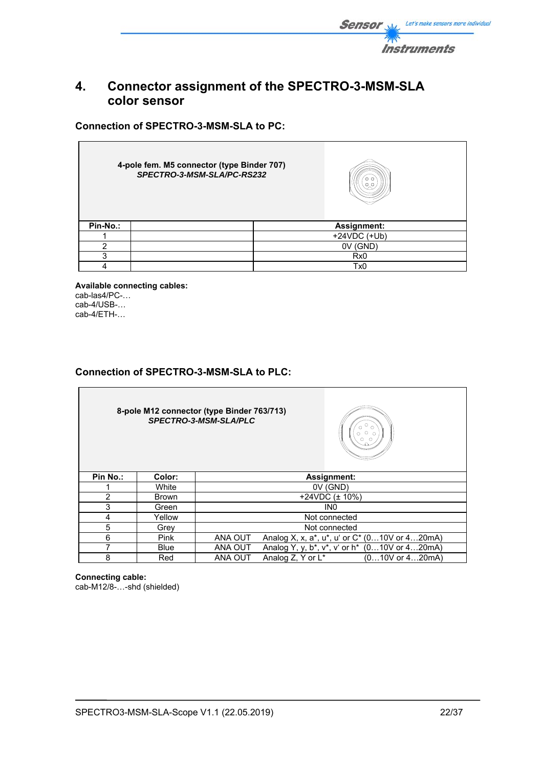# 4. Connector assignment of the SPECTRO-3-MSM-SLA color sensor

### Connection of SPECTRO-3-MSM-SLA to PC:

**4-pole fem. M5 connector (type Binder 707)**
***SPECTRO-3-MSM-SLA/PC-RS232***

| Pin-No.: | | Assignment: |
|---|---|---|
| 1 | | +24VDC (+Ub) |
| 2 | | 0V (GND) |
| 3 | | Rx0 |
| 4 | | Tx0 |

**Available connecting cables:**
cab-las4/PC-…
cab-4/USB-…
cab-4/ETH-…

### Connection of SPECTRO-3-MSM-SLA to PLC:

**8-pole M12 connector (type Binder 763/713)**
***SPECTRO-3-MSM-SLA/PLC***

| Pin No.: | Color: | Assignment: |
|---|---|---|
| 1 | White | 0V (GND) |
| 2 | Brown | +24VDC (± 10%) |
| 3 | Green | IN0 |
| 4 | Yellow | Not connected |
| 5 | Grey | Not connected |
| 6 | Pink | ANA OUT Analog X, x, a*, u*, u' or C* (0…10V or 4…20mA) |
| 7 | Blue | ANA OUT Analog Y, y, b*, v*, v' or h* (0…10V or 4…20mA) |
| 8 | Red | ANA OUT Analog Z, Y or L* (0…10V or 4…20mA) |

**Connecting cable:**
cab-M12/8-…-shd (shielded)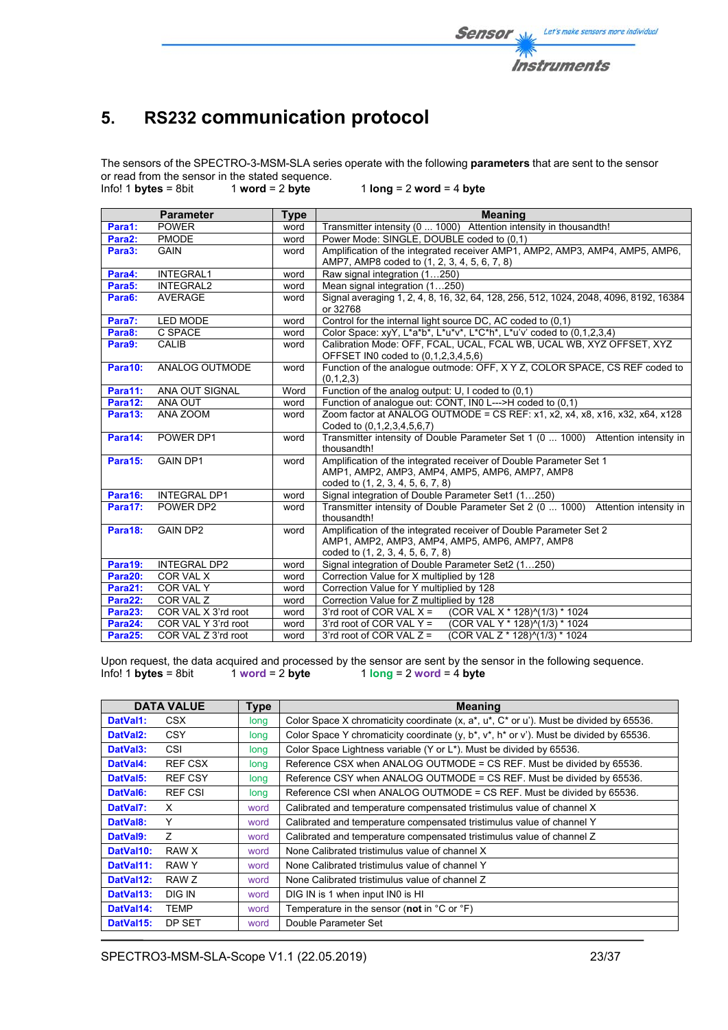# 5. RS232 communication protocol

The sensors of the SPECTRO-3-MSM-SLA series operate with the following **parameters** that are sent to the sensor or read from the sensor in the stated sequence.
Info! 1 **bytes** = 8bit 1 **word** = 2 **byte** 1 **long** = 2 **word** = 4 **byte**

| | Parameter | Type | Meaning |
|---|---|---|---|
| **Para1:** | POWER | word | Transmitter intensity (0 ... 1000) Attention intensity in thousandth! |
| **Para2:** | PMODE | word | Power Mode: SINGLE, DOUBLE coded to (0,1) |
| **Para3:** | GAIN | word | Amplification of the integrated receiver AMP1, AMP2, AMP3, AMP4, AMP5, AMP6, AMP7, AMP8 coded to (1, 2, 3, 4, 5, 6, 7, 8) |
| **Para4:** | INTEGRAL1 | word | Raw signal integration (1…250) |
| **Para5:** | INTEGRAL2 | word | Mean signal integration (1…250) |
| **Para6:** | AVERAGE | word | Signal averaging 1, 2, 4, 8, 16, 32, 64, 128, 256, 512, 1024, 2048, 4096, 8192, 16384 or 32768 |
| **Para7:** | LED MODE | word | Control for the internal light source DC, AC coded to (0,1) |
| **Para8:** | C SPACE | word | Color Space: xyY, L*a*b*, L*u*v*, L*C*h*, L*u'v' coded to (0,1,2,3,4) |
| **Para9:** | CALIB | word | Calibration Mode: OFF, FCAL, UCAL, FCAL WB, UCAL WB, XYZ OFFSET, XYZ OFFSET IN0 coded to (0,1,2,3,4,5,6) |
| **Para10:** | ANALOG OUTMODE | word | Function of the analogue outmode: OFF, X Y Z, COLOR SPACE, CS REF coded to (0,1,2,3) |
| **Para11:** | ANA OUT SIGNAL | Word | Function of the analog output: U, I coded to (0,1) |
| **Para12:** | ANA OUT | word | Function of analogue out: CONT, IN0 L--->H coded to (0,1) |
| **Para13:** | ANA ZOOM | word | Zoom factor at ANALOG OUTMODE = CS REF: x1, x2, x4, x8, x16, x32, x64, x128 Coded to (0,1,2,3,4,5,6,7) |
| **Para14:** | POWER DP1 | word | Transmitter intensity of Double Parameter Set 1 (0 ... 1000) Attention intensity in thousandth! |
| **Para15:** | GAIN DP1 | word | Amplification of the integrated receiver of Double Parameter Set 1 AMP1, AMP2, AMP3, AMP4, AMP5, AMP6, AMP7, AMP8 coded to (1, 2, 3, 4, 5, 6, 7, 8) |
| **Para16:** | INTEGRAL DP1 | word | Signal integration of Double Parameter Set1 (1…250) |
| **Para17:** | POWER DP2 | word | Transmitter intensity of Double Parameter Set 2 (0 ... 1000) Attention intensity in thousandth! |
| **Para18:** | GAIN DP2 | word | Amplification of the integrated receiver of Double Parameter Set 2 AMP1, AMP2, AMP3, AMP4, AMP5, AMP6, AMP7, AMP8 coded to (1, 2, 3, 4, 5, 6, 7, 8) |
| **Para19:** | INTEGRAL DP2 | word | Signal integration of Double Parameter Set2 (1…250) |
| **Para20:** | COR VAL X | word | Correction Value for X multiplied by 128 |
| **Para21:** | COR VAL Y | word | Correction Value for Y multiplied by 128 |
| **Para22:** | COR VAL Z | word | Correction Value for Z multiplied by 128 |
| **Para23:** | COR VAL X 3'rd root | word | 3'rd root of COR VAL X = (COR VAL X * 128)^(1/3) * 1024 |
| **Para24:** | COR VAL Y 3'rd root | word | 3'rd root of COR VAL Y = (COR VAL Y * 128)^(1/3) * 1024 |
| **Para25:** | COR VAL Z 3'rd root | word | 3'rd root of COR VAL Z = (COR VAL Z * 128)^(1/3) * 1024 |

Upon request, the data acquired and processed by the sensor are sent by the sensor in the following sequence.
Info! 1 **bytes** = 8bit 1 **word** = 2 **byte** 1 **long** = 2 **word** = 4 **byte**

| | DATA VALUE | Type | Meaning |
|---|---|---|---|
| **DatVal1:** | CSX | long | Color Space X chromaticity coordinate (x, a*, u*, C* or u'). Must be divided by 65536. |
| **DatVal2:** | CSY | long | Color Space Y chromaticity coordinate (y, b*, v*, h* or v'). Must be divided by 65536. |
| **DatVal3:** | CSI | long | Color Space Lightness variable (Y or L*). Must be divided by 65536. |
| **DatVal4:** | REF CSX | long | Reference CSX when ANALOG OUTMODE = CS REF. Must be divided by 65536. |
| **DatVal5:** | REF CSY | long | Reference CSY when ANALOG OUTMODE = CS REF. Must be divided by 65536. |
| **DatVal6:** | REF CSI | long | Reference CSI when ANALOG OUTMODE = CS REF. Must be divided by 65536. |
| **DatVal7:** | X | word | Calibrated and temperature compensated tristimulus value of channel X |
| **DatVal8:** | Y | word | Calibrated and temperature compensated tristimulus value of channel Y |
| **DatVal9:** | Z | word | Calibrated and temperature compensated tristimulus value of channel Z |
| **DatVal10:** | RAW X | word | None Calibrated tristimulus value of channel X |
| **DatVal11:** | RAW Y | word | None Calibrated tristimulus value of channel Y |
| **DatVal12:** | RAW Z | word | None Calibrated tristimulus value of channel Z |
| **DatVal13:** | DIG IN | word | DIG IN is 1 when input IN0 is HI |
| **DatVal14:** | TEMP | word | Temperature in the sensor (**not** in °C or °F) |
| **DatVal15:** | DP SET | word | Double Parameter Set |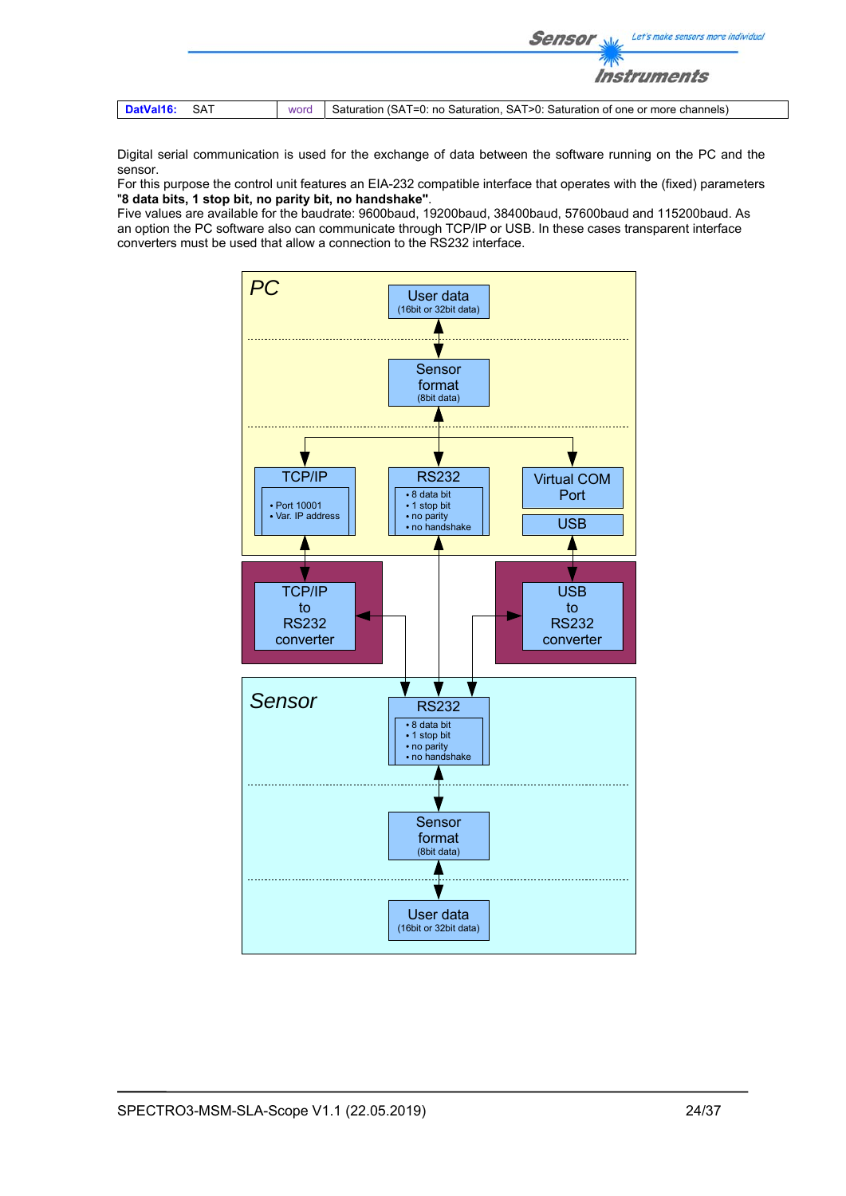| DatVal16: SAT | word | Saturation (SAT=0: no Saturation, SAT>0: Saturation of one or more channels) |
|---|---|---|

Digital serial communication is used for the exchange of data between the software running on the PC and the sensor.
For this purpose the control unit features an EIA-232 compatible interface that operates with the (fixed) parameters "**8 data bits, 1 stop bit, no parity bit, no handshake**".
Five values are available for the baudrate: 9600baud, 19200baud, 38400baud, 57600baud and 115200baud. As an option the PC software also can communicate through TCP/IP or USB. In these cases transparent interface converters must be used that allow a connection to the RS232 interface.

PC

User data (16bit or 32bit data)

Sensor format (8bit data)

TCP/IP
- Port 10001
- Var. IP address

RS232
- 8 data bit
- 1 stop bit
- no parity
- no handshake

Virtual COM Port

USB

TCP/IP to RS232 converter

USB to RS232 converter

Sensor

RS232
- 8 data bit
- 1 stop bit
- no parity
- no handshake

Sensor format (8bit data)

User data (16bit or 32bit data)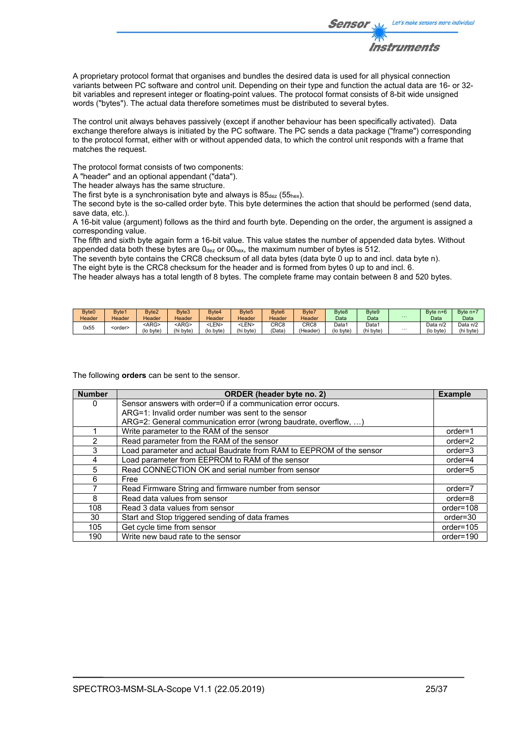A proprietary protocol format that organises and bundles the desired data is used for all physical connection variants between PC software and control unit. Depending on their type and function the actual data are 16- or 32-bit variables and represent integer or floating-point values. The protocol format consists of 8-bit wide unsigned words ("bytes"). The actual data therefore sometimes must be distributed to several bytes.

The control unit always behaves passively (except if another behaviour has been specifically activated). Data exchange therefore always is initiated by the PC software. The PC sends a data package ("frame") corresponding to the protocol format, either with or without appended data, to which the control unit responds with a frame that matches the request.

The protocol format consists of two components:
A "header" and an optional appendant ("data").
The header always has the same structure.
The first byte is a synchronisation byte and always is $85_{dez}$ ($55_{hex}$).
The second byte is the so-called order byte. This byte determines the action that should be performed (send data, save data, etc.).
A 16-bit value (argument) follows as the third and fourth byte. Depending on the order, the argument is assigned a corresponding value.
The fifth and sixth byte again form a 16-bit value. This value states the number of appended data bytes. Without appended data both these bytes are $0_{dez}$ or $00_{hex}$, the maximum number of bytes is 512.
The seventh byte contains the CRC8 checksum of all data bytes (data byte 0 up to and incl. data byte n).
The eight byte is the CRC8 checksum for the header and is formed from bytes 0 up to and incl. 6.
The header always has a total length of 8 bytes. The complete frame may contain between 8 and 520 bytes.

| Byte0 Header | Byte1 Header | Byte2 Header | Byte3 Header | Byte4 Header | Byte5 Header | Byte6 Header | Byte7 Header | Byte8 Data | Byte9 Data | ... | Byte n+6 Data | Byte n+7 Data |
|---|---|---|---|---|---|---|---|---|---|---|---|---|
| 0x55 | <order> | <ARG> (lo byte) | <ARG> (hi byte) | <LEN> (lo byte) | <LEN> (hi byte) | CRC8 (Data) | CRC8 (Header) | Data1 (lo byte) | Data1 (hi byte) | ... | Data n/2 (lo byte) | Data n/2 (hi byte) |

The following **orders** can be sent to the sensor.

| Number | ORDER (header byte no. 2) | Example |
|---|---|---|
| 0 | Sensor answers with order=0 if a communication error occurs.<br>ARG=1: Invalid order number was sent to the sensor<br>ARG=2: General communication error (wrong baudrate, overflow, …) | |
| 1 | Write parameter to the RAM of the sensor | order=1 |
| 2 | Read parameter from the RAM of the sensor | order=2 |
| 3 | Load parameter and actual Baudrate from RAM to EEPROM of the sensor | order=3 |
| 4 | Load parameter from EEPROM to RAM of the sensor | order=4 |
| 5 | Read CONNECTION OK and serial number from sensor | order=5 |
| 6 | Free | |
| 7 | Read Firmware String and firmware number from sensor | order=7 |
| 8 | Read data values from sensor | order=8 |
| 108 | Read 3 data values from sensor | order=108 |
| 30 | Start and Stop triggered sending of data frames | order=30 |
| 105 | Get cycle time from sensor | order=105 |
| 190 | Write new baud rate to the sensor | order=190 |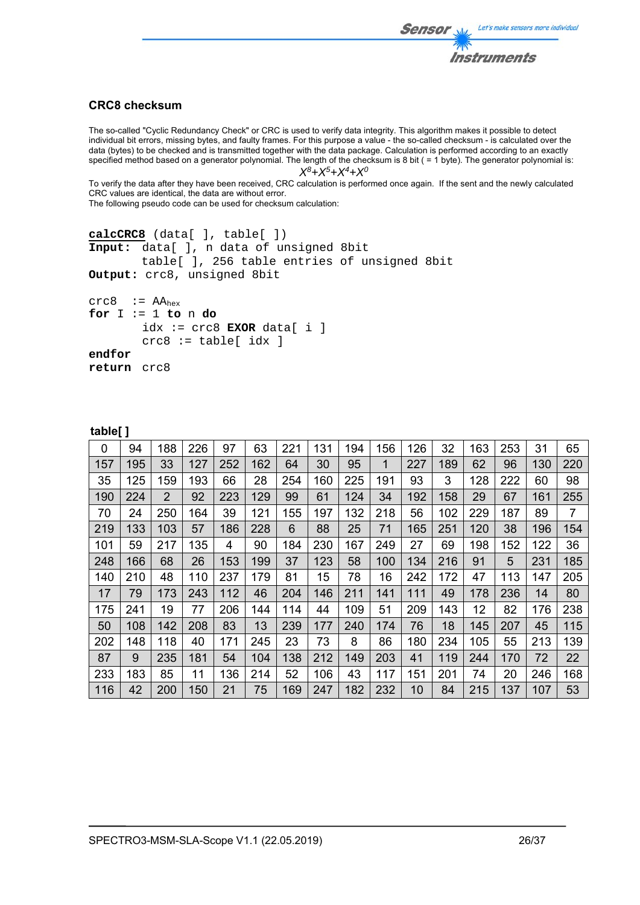## CRC8 checksum

The so-called "Cyclic Redundancy Check" or CRC is used to verify data integrity. This algorithm makes it possible to detect individual bit errors, missing bytes, and faulty frames. For this purpose a value - the so-called checksum - is calculated over the data (bytes) to be checked and is transmitted together with the data package. Calculation is performed according to an exactly specified method based on a generator polynomial. The length of the checksum is 8 bit ( = 1 byte). The generator polynomial is:

$$X^8+X^5+X^4+X^0$$

To verify the data after they have been received, CRC calculation is performed once again. If the sent and the newly calculated CRC values are identical, the data are without error.

The following pseudo code can be used for checksum calculation:

```
calcCRC8 (data[ ], table[ ])
Input:  data[ ], n data of unsigned 8bit
        table[ ], 256 table entries of unsigned 8bit
Output: crc8, unsigned 8bit

crc8  := AAhex
for I := 1 to n do
        idx := crc8 EXOR data[ i ]
        crc8 := table[ idx ]
endfor
return  crc8
```

**table[ ]**

| | | | | | | | | | | | | | | | |
|---|---|---|---|---|---|---|---|---|---|---|---|---|---|---|---|
| 0 | 94 | 188 | 226 | 97 | 63 | 221 | 131 | 194 | 156 | 126 | 32 | 163 | 253 | 31 | 65 |
| 157 | 195 | 33 | 127 | 252 | 162 | 64 | 30 | 95 | 1 | 227 | 189 | 62 | 96 | 130 | 220 |
| 35 | 125 | 159 | 193 | 66 | 28 | 254 | 160 | 225 | 191 | 93 | 3 | 128 | 222 | 60 | 98 |
| 190 | 224 | 2 | 92 | 223 | 129 | 99 | 61 | 124 | 34 | 192 | 158 | 29 | 67 | 161 | 255 |
| 70 | 24 | 250 | 164 | 39 | 121 | 155 | 197 | 132 | 218 | 56 | 102 | 229 | 187 | 89 | 7 |
| 219 | 133 | 103 | 57 | 186 | 228 | 6 | 88 | 25 | 71 | 165 | 251 | 120 | 38 | 196 | 154 |
| 101 | 59 | 217 | 135 | 4 | 90 | 184 | 230 | 167 | 249 | 27 | 69 | 198 | 152 | 122 | 36 |
| 248 | 166 | 68 | 26 | 153 | 199 | 37 | 123 | 58 | 100 | 134 | 216 | 91 | 5 | 231 | 185 |
| 140 | 210 | 48 | 110 | 237 | 179 | 81 | 15 | 78 | 16 | 242 | 172 | 47 | 113 | 147 | 205 |
| 17 | 79 | 173 | 243 | 112 | 46 | 204 | 146 | 211 | 141 | 111 | 49 | 178 | 236 | 14 | 80 |
| 175 | 241 | 19 | 77 | 206 | 144 | 114 | 44 | 109 | 51 | 209 | 143 | 12 | 82 | 176 | 238 |
| 50 | 108 | 142 | 208 | 83 | 13 | 239 | 177 | 240 | 174 | 76 | 18 | 145 | 207 | 45 | 115 |
| 202 | 148 | 118 | 40 | 171 | 245 | 23 | 73 | 8 | 86 | 180 | 234 | 105 | 55 | 213 | 139 |
| 87 | 9 | 235 | 181 | 54 | 104 | 138 | 212 | 149 | 203 | 41 | 119 | 244 | 170 | 72 | 22 |
| 233 | 183 | 85 | 11 | 136 | 214 | 52 | 106 | 43 | 117 | 151 | 201 | 74 | 20 | 246 | 168 |
| 116 | 42 | 200 | 150 | 21 | 75 | 169 | 247 | 182 | 232 | 10 | 84 | 215 | 137 | 107 | 53 |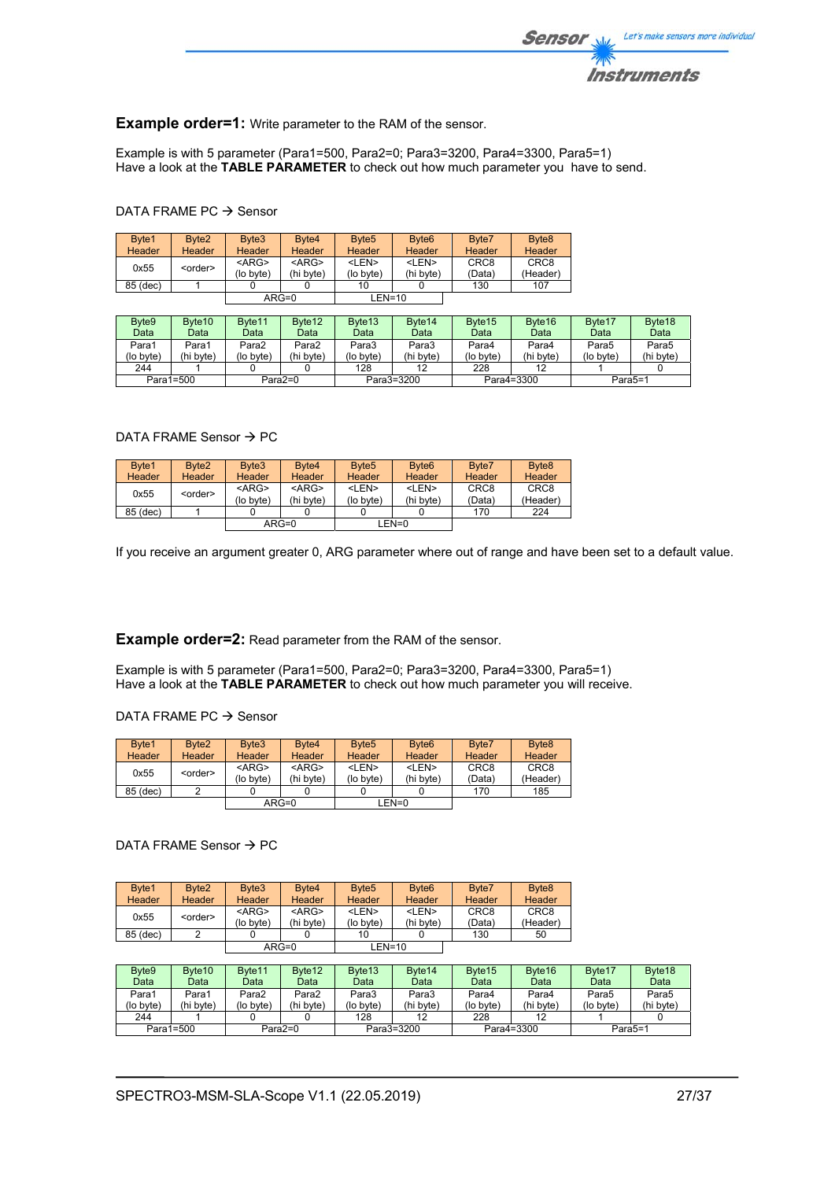**Example order=1:** Write parameter to the RAM of the sensor.

Example is with 5 parameter (Para1=500, Para2=0; Para3=3200, Para4=3300, Para5=1)
Have a look at the **TABLE PARAMETER** to check out how much parameter you have to send.

DATA FRAME PC → Sensor

| Byte1 Header | Byte2 Header | Byte3 Header | Byte4 Header | Byte5 Header | Byte6 Header | Byte7 Header | Byte8 Header |
|---|---|---|---|---|---|---|---|
| 0x55 | <order> | <ARG> (lo byte) | <ARG> (hi byte) | <LEN> (lo byte) | <LEN> (hi byte) | CRC8 (Data) | CRC8 (Header) |
| 85 (dec) | 1 | 0 | 0 | 10 | 0 | 130 | 107 |
| | | ARG=0 | | LEN=10 | | | |

| Byte9 Data | Byte10 Data | Byte11 Data | Byte12 Data | Byte13 Data | Byte14 Data | Byte15 Data | Byte16 Data | Byte17 Data | Byte18 Data |
|---|---|---|---|---|---|---|---|---|---|
| Para1 (lo byte) | Para1 (hi byte) | Para2 (lo byte) | Para2 (hi byte) | Para3 (lo byte) | Para3 (hi byte) | Para4 (lo byte) | Para4 (hi byte) | Para5 (lo byte) | Para5 (hi byte) |
| 244 | 1 | 0 | 0 | 128 | 12 | 228 | 12 | 1 | 0 |
| Para1=500 | | Para2=0 | | Para3=3200 | | Para4=3300 | | Para5=1 | |

DATA FRAME Sensor → PC

| Byte1 Header | Byte2 Header | Byte3 Header | Byte4 Header | Byte5 Header | Byte6 Header | Byte7 Header | Byte8 Header |
|---|---|---|---|---|---|---|---|
| 0x55 | <order> | <ARG> (lo byte) | <ARG> (hi byte) | <LEN> (lo byte) | <LEN> (hi byte) | CRC8 (Data) | CRC8 (Header) |
| 85 (dec) | 1 | 0 | 0 | 0 | 0 | 170 | 224 |
| | | ARG=0 | | LEN=0 | | | |

If you receive an argument greater 0, ARG parameter where out of range and have been set to a default value.

**Example order=2:** Read parameter from the RAM of the sensor.

Example is with 5 parameter (Para1=500, Para2=0; Para3=3200, Para4=3300, Para5=1)
Have a look at the **TABLE PARAMETER** to check out how much parameter you will receive.

DATA FRAME PC → Sensor

| Byte1 Header | Byte2 Header | Byte3 Header | Byte4 Header | Byte5 Header | Byte6 Header | Byte7 Header | Byte8 Header |
|---|---|---|---|---|---|---|---|
| 0x55 | <order> | <ARG> (lo byte) | <ARG> (hi byte) | <LEN> (lo byte) | <LEN> (hi byte) | CRC8 (Data) | CRC8 (Header) |
| 85 (dec) | 2 | 0 | 0 | 0 | 0 | 170 | 185 |
| | | ARG=0 | | LEN=0 | | | |

DATA FRAME Sensor → PC

| Byte1 Header | Byte2 Header | Byte3 Header | Byte4 Header | Byte5 Header | Byte6 Header | Byte7 Header | Byte8 Header |
|---|---|---|---|---|---|---|---|
| 0x55 | <order> | <ARG> (lo byte) | <ARG> (hi byte) | <LEN> (lo byte) | <LEN> (hi byte) | CRC8 (Data) | CRC8 (Header) |
| 85 (dec) | 2 | 0 | 0 | 10 | 0 | 130 | 50 |
| | | ARG=0 | | LEN=10 | | | |

| Byte9 Data | Byte10 Data | Byte11 Data | Byte12 Data | Byte13 Data | Byte14 Data | Byte15 Data | Byte16 Data | Byte17 Data | Byte18 Data |
|---|---|---|---|---|---|---|---|---|---|
| Para1 (lo byte) | Para1 (hi byte) | Para2 (lo byte) | Para2 (hi byte) | Para3 (lo byte) | Para3 (hi byte) | Para4 (lo byte) | Para4 (hi byte) | Para5 (lo byte) | Para5 (hi byte) |
| 244 | 1 | 0 | 0 | 128 | 12 | 228 | 12 | 1 | 0 |
| Para1=500 | | Para2=0 | | Para3=3200 | | Para4=3300 | | Para5=1 | |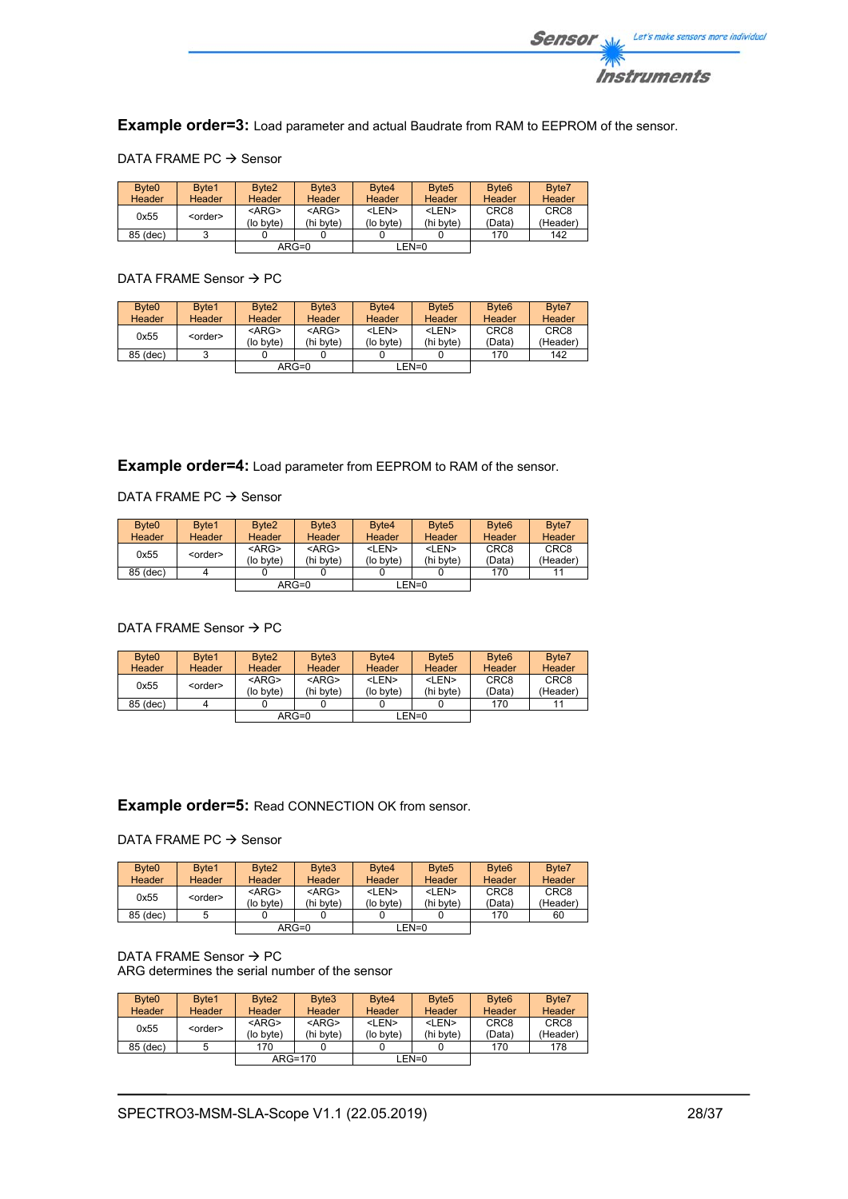**Example order=3:** Load parameter and actual Baudrate from RAM to EEPROM of the sensor.

DATA FRAME PC → Sensor

| Byte0 Header | Byte1 Header | Byte2 Header | Byte3 Header | Byte4 Header | Byte5 Header | Byte6 Header | Byte7 Header |
|---|---|---|---|---|---|---|---|
| 0x55 | <order> | <ARG> (lo byte) | <ARG> (hi byte) | <LEN> (lo byte) | <LEN> (hi byte) | CRC8 (Data) | CRC8 (Header) |
| 85 (dec) | 3 | 0 | 0 | 0 | 0 | 170 | 142 |
| | | ARG=0 | | LEN=0 | | | |

DATA FRAME Sensor → PC

| Byte0 Header | Byte1 Header | Byte2 Header | Byte3 Header | Byte4 Header | Byte5 Header | Byte6 Header | Byte7 Header |
|---|---|---|---|---|---|---|---|
| 0x55 | <order> | <ARG> (lo byte) | <ARG> (hi byte) | <LEN> (lo byte) | <LEN> (hi byte) | CRC8 (Data) | CRC8 (Header) |
| 85 (dec) | 3 | 0 | 0 | 0 | 0 | 170 | 142 |
| | | ARG=0 | | LEN=0 | | | |

**Example order=4:** Load parameter from EEPROM to RAM of the sensor.

DATA FRAME PC → Sensor

| Byte0 Header | Byte1 Header | Byte2 Header | Byte3 Header | Byte4 Header | Byte5 Header | Byte6 Header | Byte7 Header |
|---|---|---|---|---|---|---|---|
| 0x55 | <order> | <ARG> (lo byte) | <ARG> (hi byte) | <LEN> (lo byte) | <LEN> (hi byte) | CRC8 (Data) | CRC8 (Header) |
| 85 (dec) | 4 | 0 | 0 | 0 | 0 | 170 | 11 |
| | | ARG=0 | | LEN=0 | | | |

DATA FRAME Sensor → PC

| Byte0 Header | Byte1 Header | Byte2 Header | Byte3 Header | Byte4 Header | Byte5 Header | Byte6 Header | Byte7 Header |
|---|---|---|---|---|---|---|---|
| 0x55 | <order> | <ARG> (lo byte) | <ARG> (hi byte) | <LEN> (lo byte) | <LEN> (hi byte) | CRC8 (Data) | CRC8 (Header) |
| 85 (dec) | 4 | 0 | 0 | 0 | 0 | 170 | 11 |
| | | ARG=0 | | LEN=0 | | | |

**Example order=5:** Read CONNECTION OK from sensor.

DATA FRAME PC → Sensor

| Byte0 Header | Byte1 Header | Byte2 Header | Byte3 Header | Byte4 Header | Byte5 Header | Byte6 Header | Byte7 Header |
|---|---|---|---|---|---|---|---|
| 0x55 | <order> | <ARG> (lo byte) | <ARG> (hi byte) | <LEN> (lo byte) | <LEN> (hi byte) | CRC8 (Data) | CRC8 (Header) |
| 85 (dec) | 5 | 0 | 0 | 0 | 0 | 170 | 60 |
| | | ARG=0 | | LEN=0 | | | |

DATA FRAME Sensor → PC
ARG determines the serial number of the sensor

| Byte0 Header | Byte1 Header | Byte2 Header | Byte3 Header | Byte4 Header | Byte5 Header | Byte6 Header | Byte7 Header |
|---|---|---|---|---|---|---|---|
| 0x55 | <order> | <ARG> (lo byte) | <ARG> (hi byte) | <LEN> (lo byte) | <LEN> (hi byte) | CRC8 (Data) | CRC8 (Header) |
| 85 (dec) | 5 | 170 | 0 | 0 | 0 | 170 | 178 |
| | | ARG=170 | | LEN=0 | | | |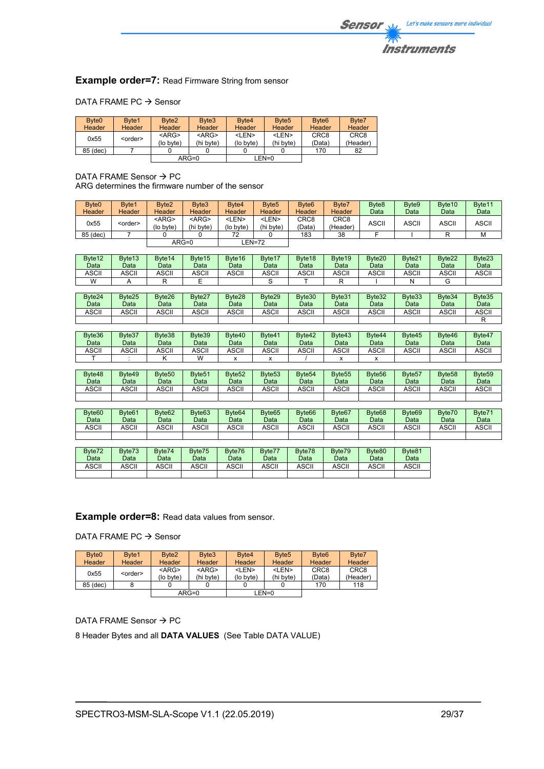**Example order=7:** Read Firmware String from sensor

DATA FRAME PC → Sensor

| Byte0 Header | Byte1 Header | Byte2 Header | Byte3 Header | Byte4 Header | Byte5 Header | Byte6 Header | Byte7 Header |
|---|---|---|---|---|---|---|---|
| 0x55 | <order> | <ARG> (lo byte) | <ARG> (hi byte) | <LEN> (lo byte) | <LEN> (hi byte) | CRC8 (Data) | CRC8 (Header) |
| 85 (dec) | 7 | 0 | 0 | 0 | 0 | 170 | 82 |
| | | ARG=0 | | LEN=0 | | | |

DATA FRAME Sensor → PC
ARG determines the firmware number of the sensor

| Byte0 Header | Byte1 Header | Byte2 Header | Byte3 Header | Byte4 Header | Byte5 Header | Byte6 Header | Byte7 Header | Byte8 Data | Byte9 Data | Byte10 Data | Byte11 Data |
|---|---|---|---|---|---|---|---|---|---|---|---|
| 0x55 | <order> | <ARG> (lo byte) | <ARG> (hi byte) | <LEN> (lo byte) | <LEN> (hi byte) | CRC8 (Data) | CRC8 (Header) | ASCII | ASCII | ASCII | ASCII |
| 85 (dec) | 7 | 0 | 0 | 72 | 0 | 183 | 38 | F | I | R | M |
| | | ARG=0 | | LEN=72 | | | | | | | |

| Byte12 Data | Byte13 Data | Byte14 Data | Byte15 Data | Byte16 Data | Byte17 Data | Byte18 Data | Byte19 Data | Byte20 Data | Byte21 Data | Byte22 Data | Byte23 Data |
|---|---|---|---|---|---|---|---|---|---|---|---|
| ASCII | ASCII | ASCII | ASCII | ASCII | ASCII | ASCII | ASCII | ASCII | ASCII | ASCII | ASCII |
| W | A | R | E | | S | T | R | I | N | G | |

| Byte24 Data | Byte25 Data | Byte26 Data | Byte27 Data | Byte28 Data | Byte29 Data | Byte30 Data | Byte31 Data | Byte32 Data | Byte33 Data | Byte34 Data | Byte35 Data |
|---|---|---|---|---|---|---|---|---|---|---|---|
| ASCII | ASCII | ASCII | ASCII | ASCII | ASCII | ASCII | ASCII | ASCII | ASCII | ASCII | ASCII |
| | | | | | | | | | | | R |

| Byte36 Data | Byte37 Data | Byte38 Data | Byte39 Data | Byte40 Data | Byte41 Data | Byte42 Data | Byte43 Data | Byte44 Data | Byte45 Data | Byte46 Data | Byte47 Data |
|---|---|---|---|---|---|---|---|---|---|---|---|
| ASCII | ASCII | ASCII | ASCII | ASCII | ASCII | ASCII | ASCII | ASCII | ASCII | ASCII | ASCII |
| T | : | K | W | x | x | / | x | x | | | |

| Byte48 Data | Byte49 Data | Byte50 Data | Byte51 Data | Byte52 Data | Byte53 Data | Byte54 Data | Byte55 Data | Byte56 Data | Byte57 Data | Byte58 Data | Byte59 Data |
|---|---|---|---|---|---|---|---|---|---|---|---|
| ASCII | ASCII | ASCII | ASCII | ASCII | ASCII | ASCII | ASCII | ASCII | ASCII | ASCII | ASCII |
| | | | | | | | | | | | |

| Byte60 Data | Byte61 Data | Byte62 Data | Byte63 Data | Byte64 Data | Byte65 Data | Byte66 Data | Byte67 Data | Byte68 Data | Byte69 Data | Byte70 Data | Byte71 Data |
|---|---|---|---|---|---|---|---|---|---|---|---|
| ASCII | ASCII | ASCII | ASCII | ASCII | ASCII | ASCII | ASCII | ASCII | ASCII | ASCII | ASCII |
| | | | | | | | | | | | |

| Byte72 Data | Byte73 Data | Byte74 Data | Byte75 Data | Byte76 Data | Byte77 Data | Byte78 Data | Byte79 Data | Byte80 Data | Byte81 Data |
|---|---|---|---|---|---|---|---|---|---|
| ASCII | ASCII | ASCII | ASCII | ASCII | ASCII | ASCII | ASCII | ASCII | ASCII |
| | | | | | | | | | |

**Example order=8:** Read data values from sensor.

DATA FRAME PC → Sensor

| Byte0 Header | Byte1 Header | Byte2 Header | Byte3 Header | Byte4 Header | Byte5 Header | Byte6 Header | Byte7 Header |
|---|---|---|---|---|---|---|---|
| 0x55 | <order> | <ARG> (lo byte) | <ARG> (hi byte) | <LEN> (lo byte) | <LEN> (hi byte) | CRC8 (Data) | CRC8 (Header) |
| 85 (dec) | 8 | 0 | 0 | 0 | 0 | 170 | 118 |
| | | ARG=0 | | LEN=0 | | | |

DATA FRAME Sensor → PC

8 Header Bytes and all **DATA VALUES** (See Table DATA VALUE)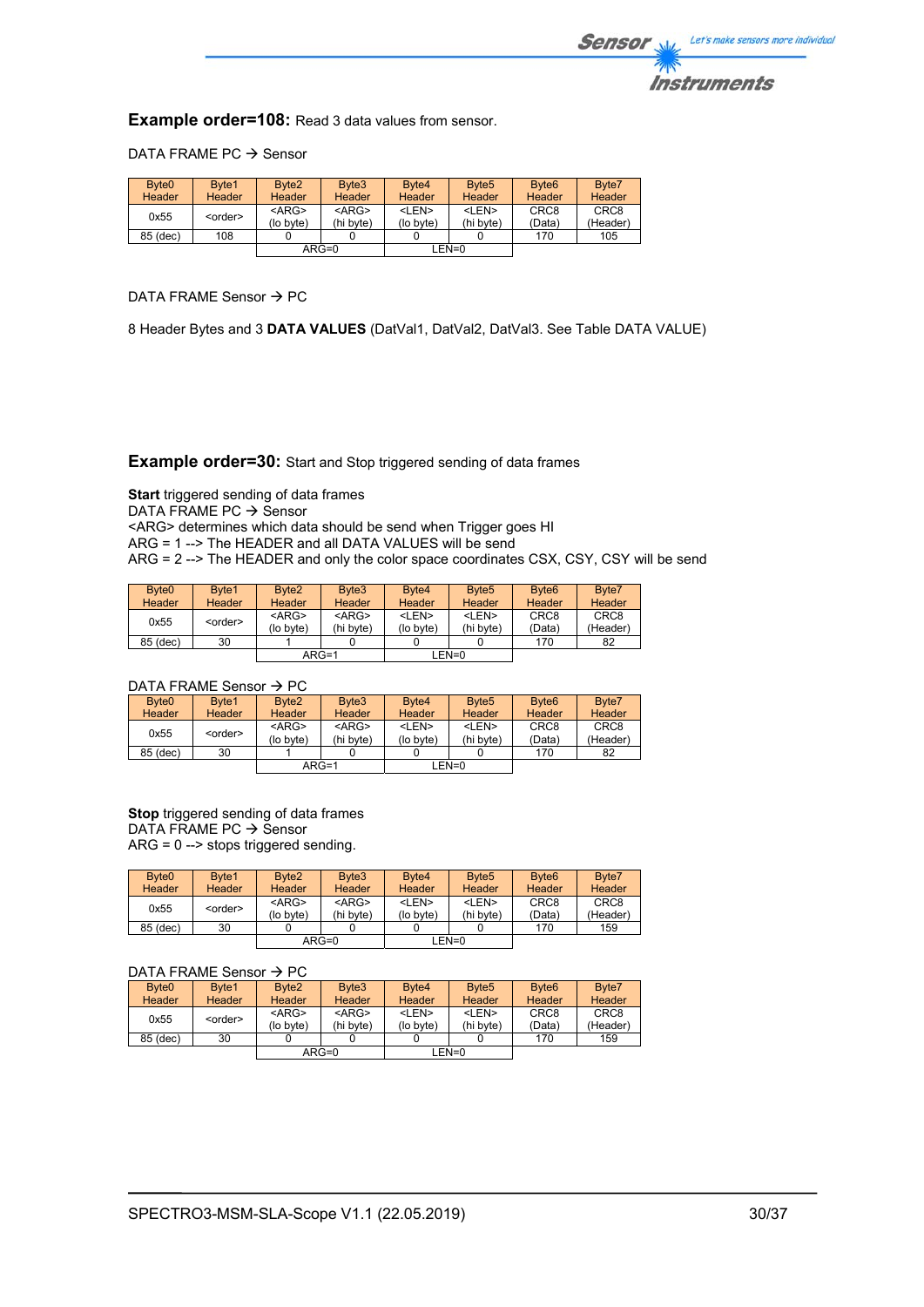**Example order=108:** Read 3 data values from sensor.

DATA FRAME PC → Sensor

| Byte0 Header | Byte1 Header | Byte2 Header | Byte3 Header | Byte4 Header | Byte5 Header | Byte6 Header | Byte7 Header |
|---|---|---|---|---|---|---|---|
| 0x55 | <order> | <ARG> (lo byte) | <ARG> (hi byte) | <LEN> (lo byte) | <LEN> (hi byte) | CRC8 (Data) | CRC8 (Header) |
| 85 (dec) | 108 | 0 | 0 | 0 | 0 | 170 | 105 |
| | | ARG=0 | | LEN=0 | | | |

DATA FRAME Sensor → PC

8 Header Bytes and 3 **DATA VALUES** (DatVal1, DatVal2, DatVal3. See Table DATA VALUE)

**Example order=30:** Start and Stop triggered sending of data frames

**Start** triggered sending of data frames
DATA FRAME PC → Sensor
<ARG> determines which data should be send when Trigger goes HI
ARG = 1 --> The HEADER and all DATA VALUES will be send
ARG = 2 --> The HEADER and only the color space coordinates CSX, CSY, CSY will be send

| Byte0 Header | Byte1 Header | Byte2 Header | Byte3 Header | Byte4 Header | Byte5 Header | Byte6 Header | Byte7 Header |
|---|---|---|---|---|---|---|---|
| 0x55 | <order> | <ARG> (lo byte) | <ARG> (hi byte) | <LEN> (lo byte) | <LEN> (hi byte) | CRC8 (Data) | CRC8 (Header) |
| 85 (dec) | 30 | 1 | 0 | 0 | 0 | 170 | 82 |
| | | ARG=1 | | LEN=0 | | | |

DATA FRAME Sensor → PC

| Byte0 Header | Byte1 Header | Byte2 Header | Byte3 Header | Byte4 Header | Byte5 Header | Byte6 Header | Byte7 Header |
|---|---|---|---|---|---|---|---|
| 0x55 | <order> | <ARG> (lo byte) | <ARG> (hi byte) | <LEN> (lo byte) | <LEN> (hi byte) | CRC8 (Data) | CRC8 (Header) |
| 85 (dec) | 30 | 1 | 0 | 0 | 0 | 170 | 82 |
| | | ARG=1 | | LEN=0 | | | |

**Stop** triggered sending of data frames
DATA FRAME PC → Sensor
ARG = 0 --> stops triggered sending.

| Byte0 Header | Byte1 Header | Byte2 Header | Byte3 Header | Byte4 Header | Byte5 Header | Byte6 Header | Byte7 Header |
|---|---|---|---|---|---|---|---|
| 0x55 | <order> | <ARG> (lo byte) | <ARG> (hi byte) | <LEN> (lo byte) | <LEN> (hi byte) | CRC8 (Data) | CRC8 (Header) |
| 85 (dec) | 30 | 0 | 0 | 0 | 0 | 170 | 159 |
| | | ARG=0 | | LEN=0 | | | |

DATA FRAME Sensor → PC

| Byte0 Header | Byte1 Header | Byte2 Header | Byte3 Header | Byte4 Header | Byte5 Header | Byte6 Header | Byte7 Header |
|---|---|---|---|---|---|---|---|
| 0x55 | <order> | <ARG> (lo byte) | <ARG> (hi byte) | <LEN> (lo byte) | <LEN> (hi byte) | CRC8 (Data) | CRC8 (Header) |
| 85 (dec) | 30 | 0 | 0 | 0 | 0 | 170 | 159 |
| | | ARG=0 | | LEN=0 | | | |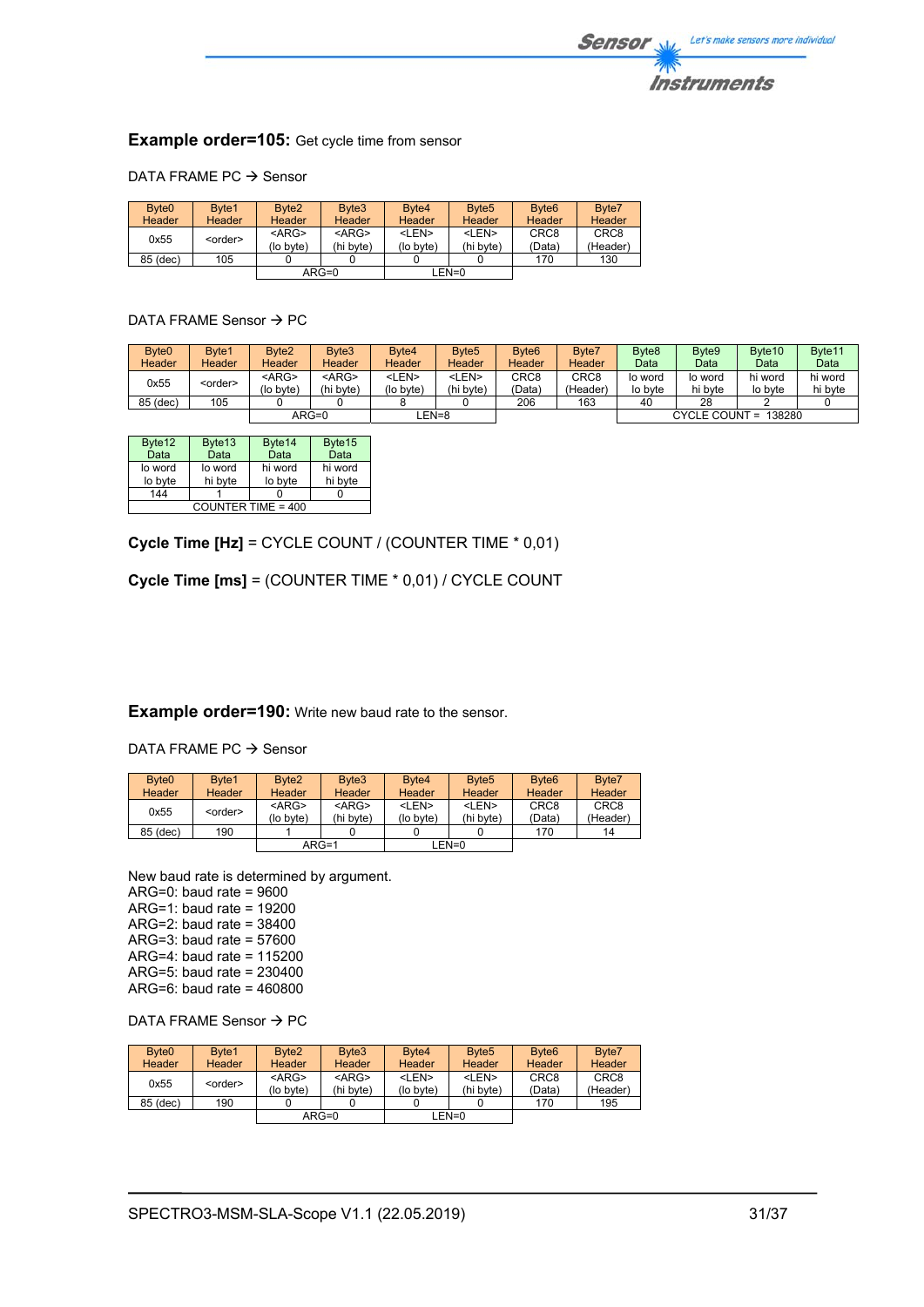**Example order=105:** Get cycle time from sensor

DATA FRAME PC → Sensor

| Byte0 Header | Byte1 Header | Byte2 Header | Byte3 Header | Byte4 Header | Byte5 Header | Byte6 Header | Byte7 Header |
|---|---|---|---|---|---|---|---|
| 0x55 | <order> | <ARG> (lo byte) | <ARG> (hi byte) | <LEN> (lo byte) | <LEN> (hi byte) | CRC8 (Data) | CRC8 (Header) |
| 85 (dec) | 105 | 0 | 0 | 0 | 0 | 170 | 130 |
| | | ARG=0 | | LEN=0 | | | |

DATA FRAME Sensor → PC

| Byte0 Header | Byte1 Header | Byte2 Header | Byte3 Header | Byte4 Header | Byte5 Header | Byte6 Header | Byte7 Header | Byte8 Data | Byte9 Data | Byte10 Data | Byte11 Data |
|---|---|---|---|---|---|---|---|---|---|---|---|
| 0x55 | <order> | <ARG> (lo byte) | <ARG> (hi byte) | <LEN> (lo byte) | <LEN> (hi byte) | CRC8 (Data) | CRC8 (Header) | lo word lo byte | lo word hi byte | hi word lo byte | hi word hi byte |
| 85 (dec) | 105 | 0 | 0 | 8 | 0 | 206 | 163 | 40 | 28 | 2 | 0 |
| | | ARG=0 | | LEN=8 | | | | CYCLE COUNT = 138280 | | | |

| Byte12 Data | Byte13 Data | Byte14 Data | Byte15 Data |
|---|---|---|---|
| lo word lo byte | lo word hi byte | hi word lo byte | hi word hi byte |
| 144 | 1 | 0 | 0 |
| COUNTER TIME = 400 | | | |

**Cycle Time [Hz]** = CYCLE COUNT / (COUNTER TIME * 0,01)

**Cycle Time [ms]** = (COUNTER TIME * 0,01) / CYCLE COUNT

**Example order=190:** Write new baud rate to the sensor.

DATA FRAME PC → Sensor

| Byte0 Header | Byte1 Header | Byte2 Header | Byte3 Header | Byte4 Header | Byte5 Header | Byte6 Header | Byte7 Header |
|---|---|---|---|---|---|---|---|
| 0x55 | <order> | <ARG> (lo byte) | <ARG> (hi byte) | <LEN> (lo byte) | <LEN> (hi byte) | CRC8 (Data) | CRC8 (Header) |
| 85 (dec) | 190 | 1 | 0 | 0 | 0 | 170 | 14 |
| | | ARG=1 | | LEN=0 | | | |

New baud rate is determined by argument.
ARG=0: baud rate = 9600
ARG=1: baud rate = 19200
ARG=2: baud rate = 38400
ARG=3: baud rate = 57600
ARG=4: baud rate = 115200
ARG=5: baud rate = 230400
ARG=6: baud rate = 460800

DATA FRAME Sensor → PC

| Byte0 Header | Byte1 Header | Byte2 Header | Byte3 Header | Byte4 Header | Byte5 Header | Byte6 Header | Byte7 Header |
|---|---|---|---|---|---|---|---|
| 0x55 | <order> | <ARG> (lo byte) | <ARG> (hi byte) | <LEN> (lo byte) | <LEN> (hi byte) | CRC8 (Data) | CRC8 (Header) |
| 85 (dec) | 190 | 0 | 0 | 0 | 0 | 170 | 195 |
| | | ARG=0 | | LEN=0 | | | |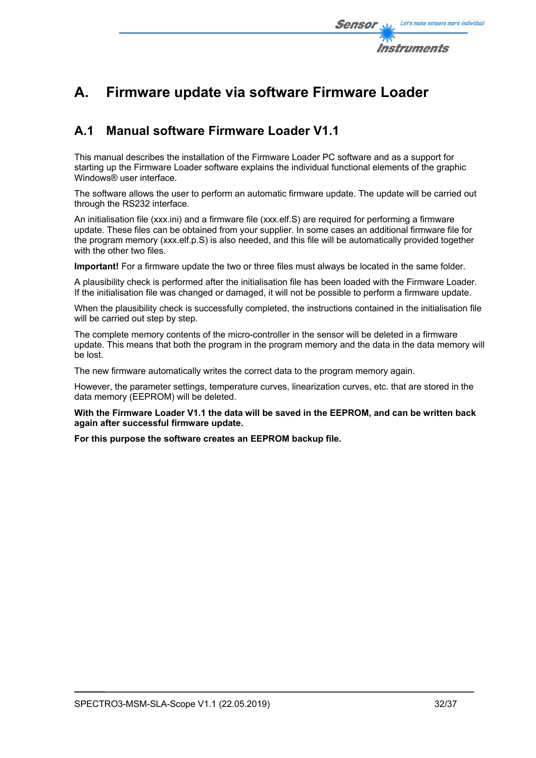# A. Firmware update via software Firmware Loader

## A.1 Manual software Firmware Loader V1.1

This manual describes the installation of the Firmware Loader PC software and as a support for starting up the Firmware Loader software explains the individual functional elements of the graphic Windows® user interface.

The software allows the user to perform an automatic firmware update. The update will be carried out through the RS232 interface.

An initialisation file (xxx.ini) and a firmware file (xxx.elf.S) are required for performing a firmware update. These files can be obtained from your supplier. In some cases an additional firmware file for the program memory (xxx.elf.p.S) is also needed, and this file will be automatically provided together with the other two files.

**Important!** For a firmware update the two or three files must always be located in the same folder.

A plausibility check is performed after the initialisation file has been loaded with the Firmware Loader. If the initialisation file was changed or damaged, it will not be possible to perform a firmware update.

When the plausibility check is successfully completed, the instructions contained in the initialisation file will be carried out step by step.

The complete memory contents of the micro-controller in the sensor will be deleted in a firmware update. This means that both the program in the program memory and the data in the data memory will be lost.

The new firmware automatically writes the correct data to the program memory again.

However, the parameter settings, temperature curves, linearization curves, etc. that are stored in the data memory (EEPROM) will be deleted.

**With the Firmware Loader V1.1 the data will be saved in the EEPROM, and can be written back again after successful firmware update.**

**For this purpose the software creates an EEPROM backup file.**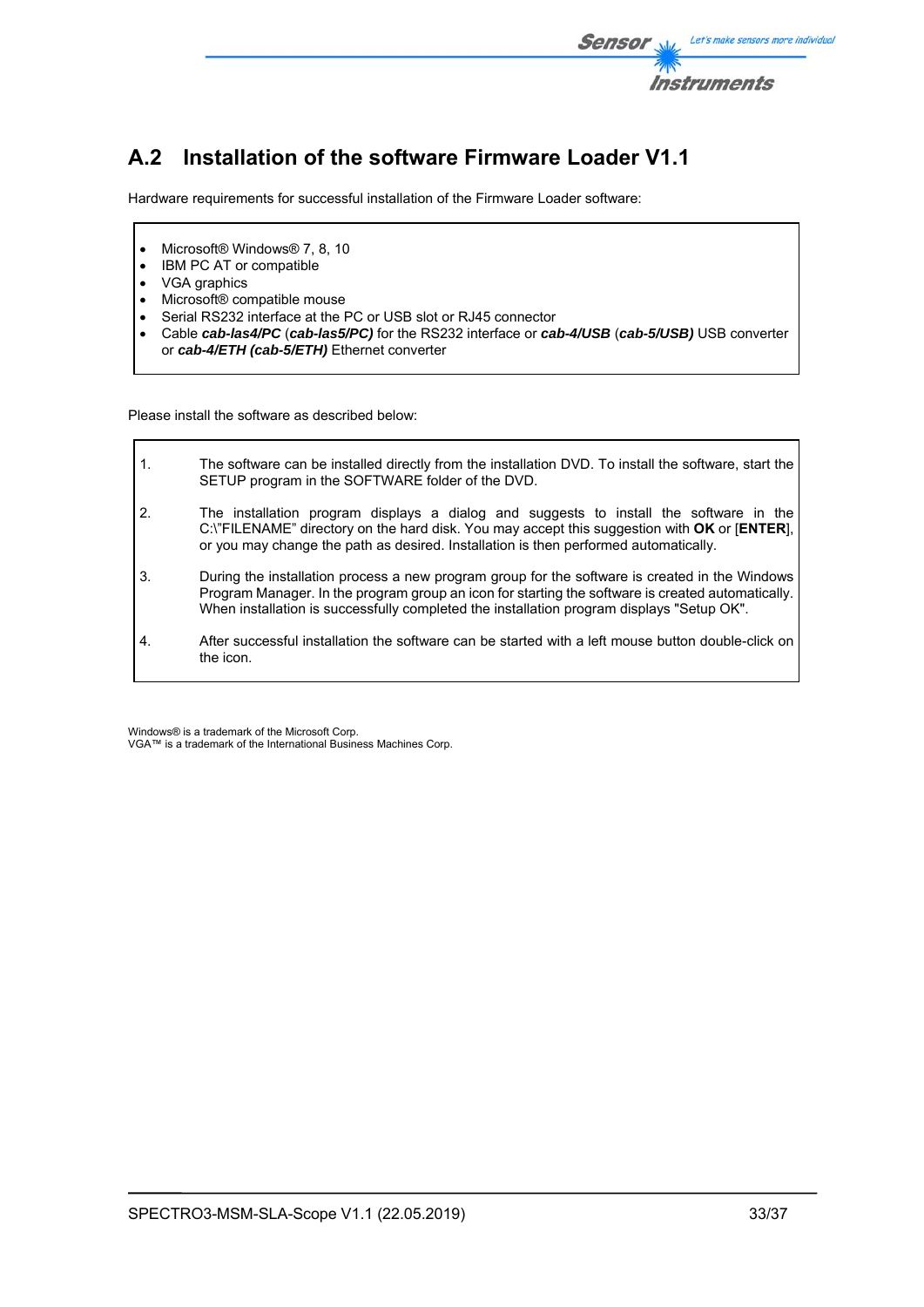## A.2 Installation of the software Firmware Loader V1.1

Hardware requirements for successful installation of the Firmware Loader software:

- Microsoft® Windows® 7, 8, 10
- IBM PC AT or compatible
- VGA graphics
- Microsoft® compatible mouse
- Serial RS232 interface at the PC or USB slot or RJ45 connector
- Cable ***cab-las4/PC*** (***cab-las5/PC)*** for the RS232 interface or ***cab-4/USB*** (***cab-5/USB)*** USB converter or ***cab-4/ETH (cab-5/ETH)*** Ethernet converter

Please install the software as described below:

1. The software can be installed directly from the installation DVD. To install the software, start the SETUP program in the SOFTWARE folder of the DVD.
2. The installation program displays a dialog and suggests to install the software in the C:\"FILENAME" directory on the hard disk. You may accept this suggestion with **OK** or [**ENTER**], or you may change the path as desired. Installation is then performed automatically.
3. During the installation process a new program group for the software is created in the Windows Program Manager. In the program group an icon for starting the software is created automatically. When installation is successfully completed the installation program displays "Setup OK".
4. After successful installation the software can be started with a left mouse button double-click on the icon.

Windows® is a trademark of the Microsoft Corp.
VGA™ is a trademark of the International Business Machines Corp.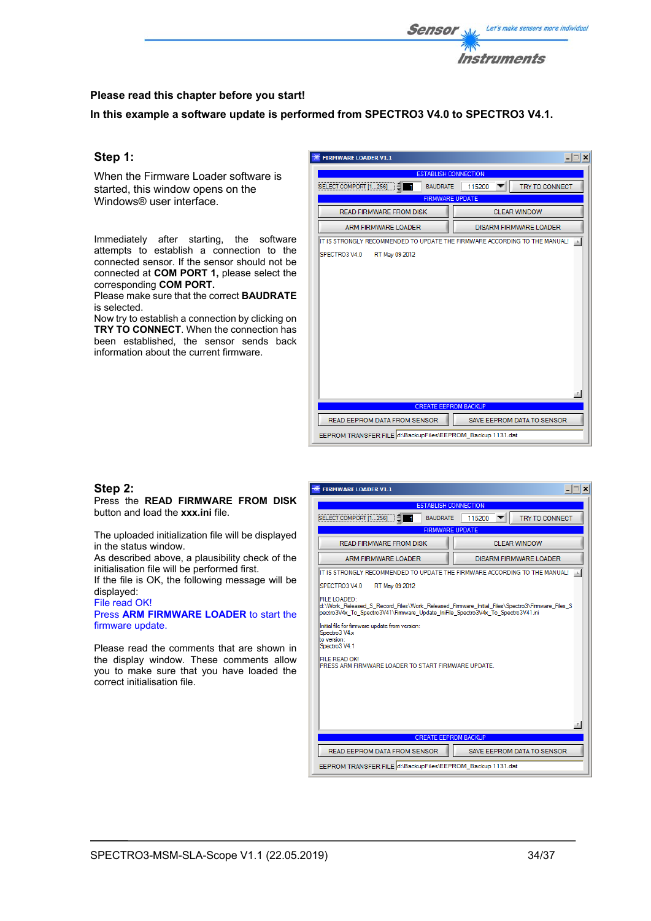**Please read this chapter before you start!**

**In this example a software update is performed from SPECTRO3 V4.0 to SPECTRO3 V4.1.**

## Step 1:

When the Firmware Loader software is started, this window opens on the Windows® user interface.

Immediately after starting, the software attempts to establish a connection to the connected sensor. If the sensor should not be connected at **COM PORT 1,** please select the corresponding **COM PORT.**
Please make sure that the correct **BAUDRATE** is selected.
Now try to establish a connection by clicking on **TRY TO CONNECT**. When the connection has been established, the sensor sends back information about the current firmware.

## Step 2:

Press the **READ FIRMWARE FROM DISK** button and load the **xxx.ini** file.

The uploaded initialization file will be displayed in the status window.
As described above, a plausibility check of the initialisation file will be performed first.
If the file is OK, the following message will be displayed:
File read OK!
Press **ARM FIRMWARE LOADER** to start the firmware update.

Please read the comments that are shown in the display window. These comments allow you to make sure that you have loaded the correct initialisation file.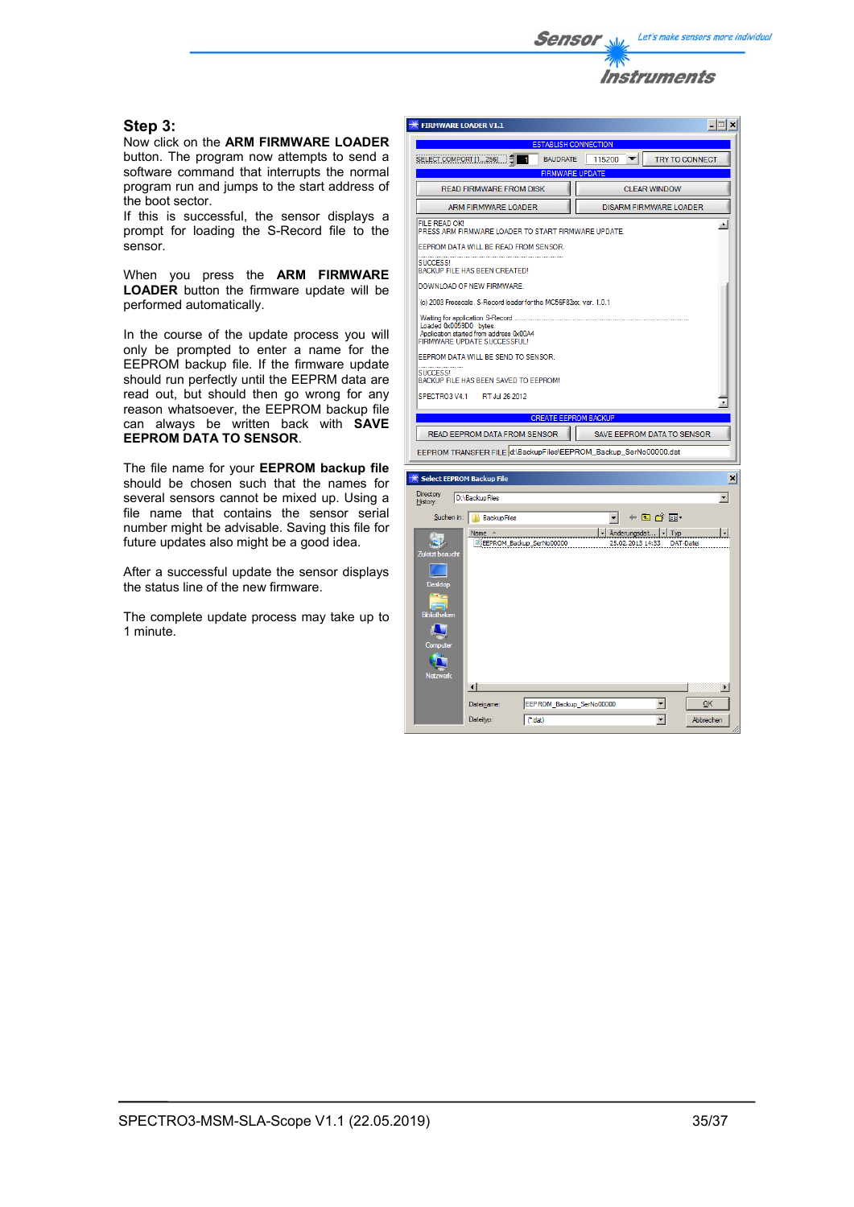### Step 3:

Now click on the **ARM FIRMWARE LOADER** button. The program now attempts to send a software command that interrupts the normal program run and jumps to the start address of the boot sector.
If this is successful, the sensor displays a prompt for loading the S-Record file to the sensor.

When you press the **ARM FIRMWARE LOADER** button the firmware update will be performed automatically.

In the course of the update process you will only be prompted to enter a name for the EEPROM backup file. If the firmware update should run perfectly until the EEPRM data are read out, but should then go wrong for any reason whatsoever, the EEPROM backup file can always be written back with **SAVE EEPROM DATA TO SENSOR**.

The file name for your **EEPROM backup file** should be chosen such that the names for several sensors cannot be mixed up. Using a file name that contains the sensor serial number might be advisable. Saving this file for future updates also might be a good idea.

After a successful update the sensor displays the status line of the new firmware.

The complete update process may take up to 1 minute.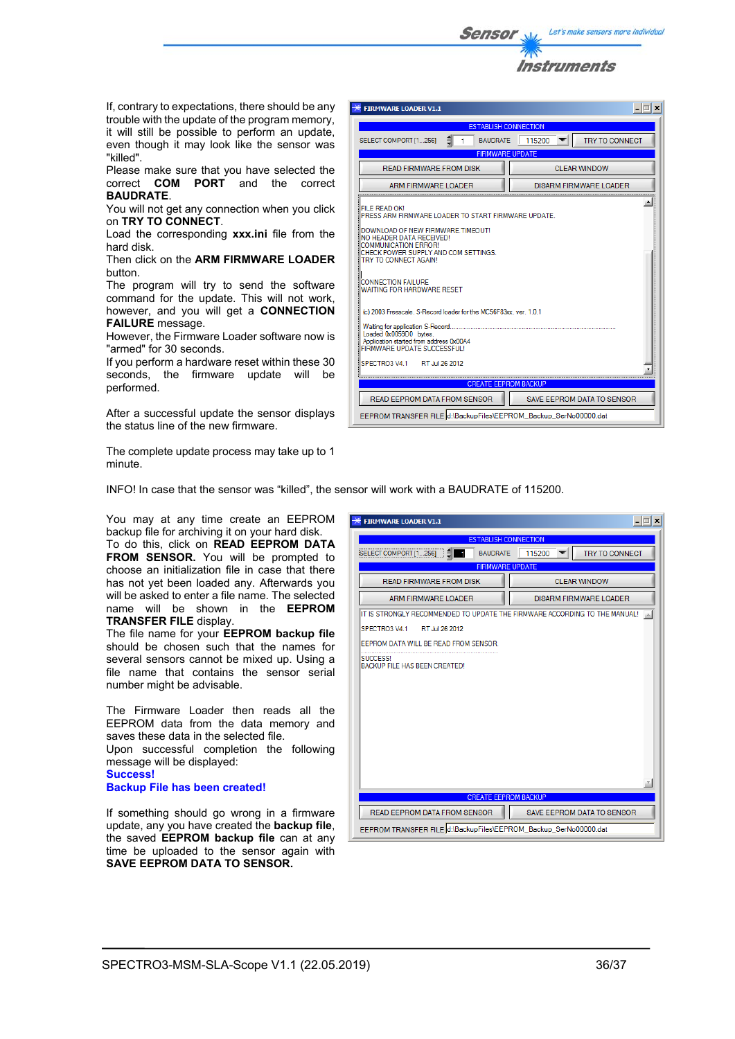If, contrary to expectations, there should be any trouble with the update of the program memory, it will still be possible to perform an update, even though it may look like the sensor was "killed".

Please make sure that you have selected the correct **COM PORT** and the correct **BAUDRATE**.

You will not get any connection when you click on **TRY TO CONNECT**.

Load the corresponding **xxx.ini** file from the hard disk.

Then click on the **ARM FIRMWARE LOADER** button.

The program will try to send the software command for the update. This will not work, however, and you will get a **CONNECTION FAILURE** message.

However, the Firmware Loader software now is "armed" for 30 seconds.

If you perform a hardware reset within these 30 seconds, the firmware update will be performed.

After a successful update the sensor displays the status line of the new firmware.

The complete update process may take up to 1 minute.

INFO! In case that the sensor was "killed", the sensor will work with a BAUDRATE of 115200.

You may at any time create an EEPROM backup file for archiving it on your hard disk.

To do this, click on **READ EEPROM DATA FROM SENSOR.** You will be prompted to choose an initialization file in case that there has not yet been loaded any. Afterwards you will be asked to enter a file name. The selected name will be shown in the **EEPROM TRANSFER FILE** display.

The file name for your **EEPROM backup file** should be chosen such that the names for several sensors cannot be mixed up. Using a file name that contains the sensor serial number might be advisable.

The Firmware Loader then reads all the EEPROM data from the data memory and saves these data in the selected file.

Upon successful completion the following message will be displayed:

**Success!**

**Backup File has been created!**

If something should go wrong in a firmware update, any you have created the **backup file**, the saved **EEPROM backup file** can at any time be uploaded to the sensor again with **SAVE EEPROM DATA TO SENSOR.**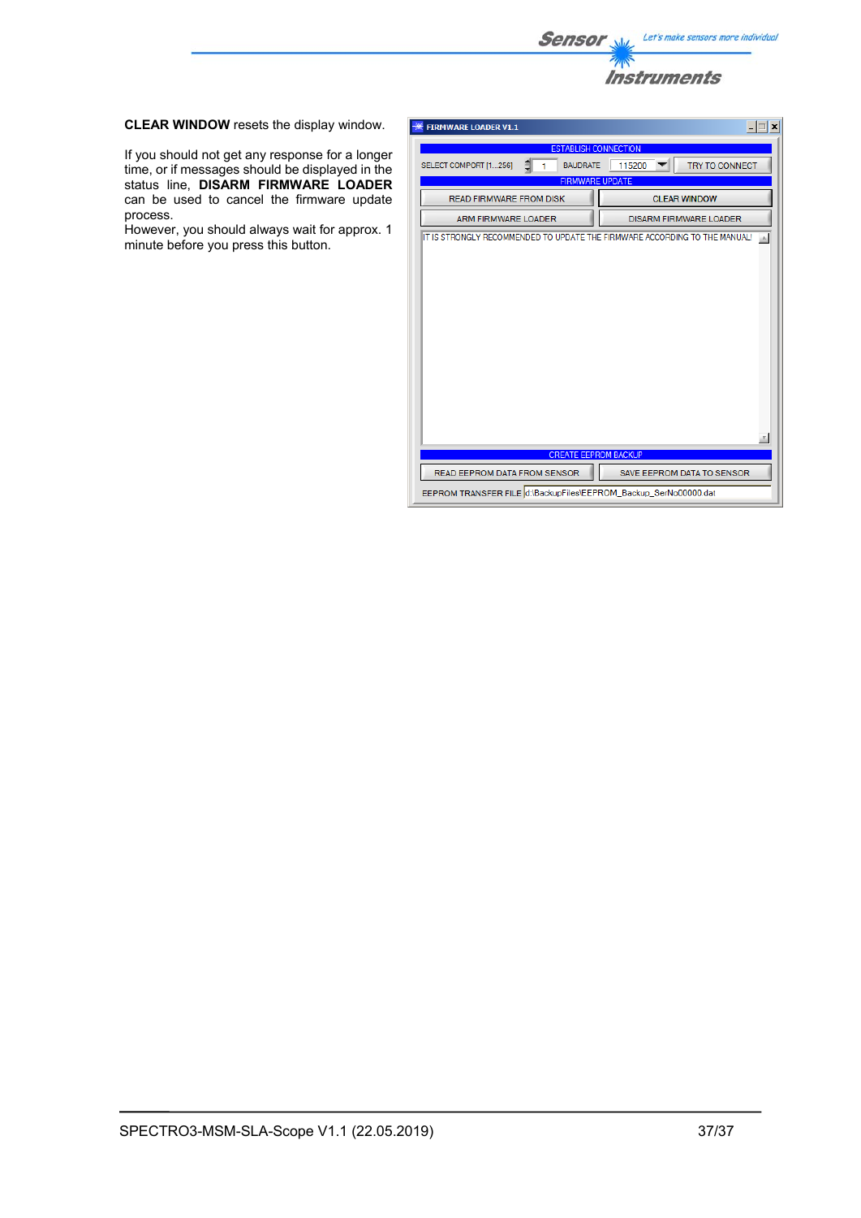**CLEAR WINDOW** resets the display window.

If you should not get any response for a longer time, or if messages should be displayed in the status line, **DISARM FIRMWARE LOADER** can be used to cancel the firmware update process.
However, you should always wait for approx. 1 minute before you press this button.

FIRMWARE LOADER V1.1

ESTABLISH CONNECTION

SELECT COMPORT [1...256] 1 BAUDRATE 115200 TRY TO CONNECT

FIRMWARE UPDATE

READ FIRMWARE FROM DISK CLEAR WINDOW

ARM FIRMWARE LOADER DISARM FIRMWARE LOADER

IT IS STRONGLY RECOMMENDED TO UPDATE THE FIRMWARE ACCORDING TO THE MANUAL!

CREATE EEPROM BACKUP

READ EEPROM DATA FROM SENSOR SAVE EEPROM DATA TO SENSOR

EEPROM TRANSFER FILE d:\BackupFiles\EEPROM_Backup_SerNo00000.dat